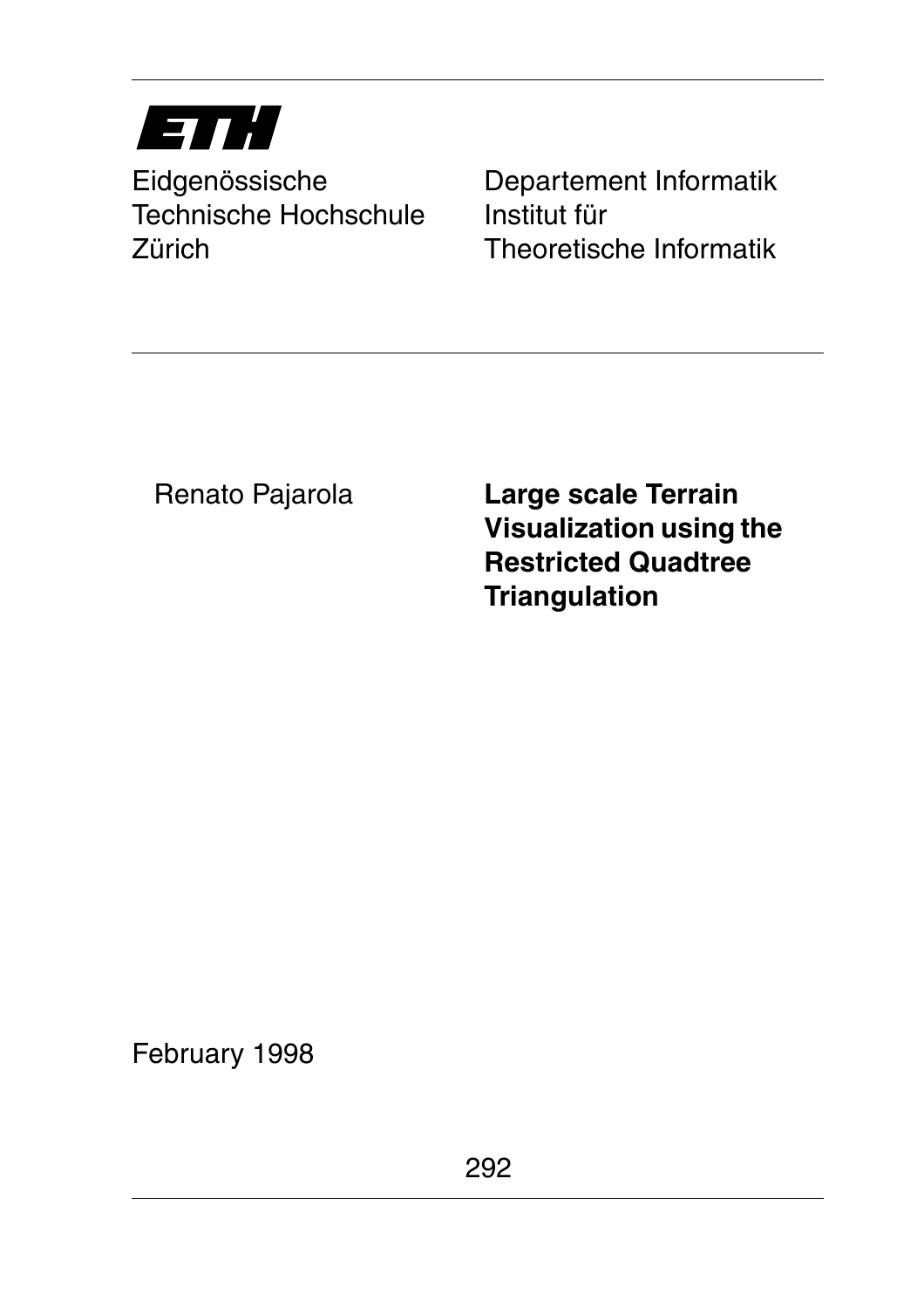**ETH**

Eidgenössische
Technische Hochschule
Zürich

Departement Informatik
Institut für
Theoretische Informatik

Renato Pajarola

# Large scale Terrain Visualization using the Restricted Quadtree Triangulation

February 1998

292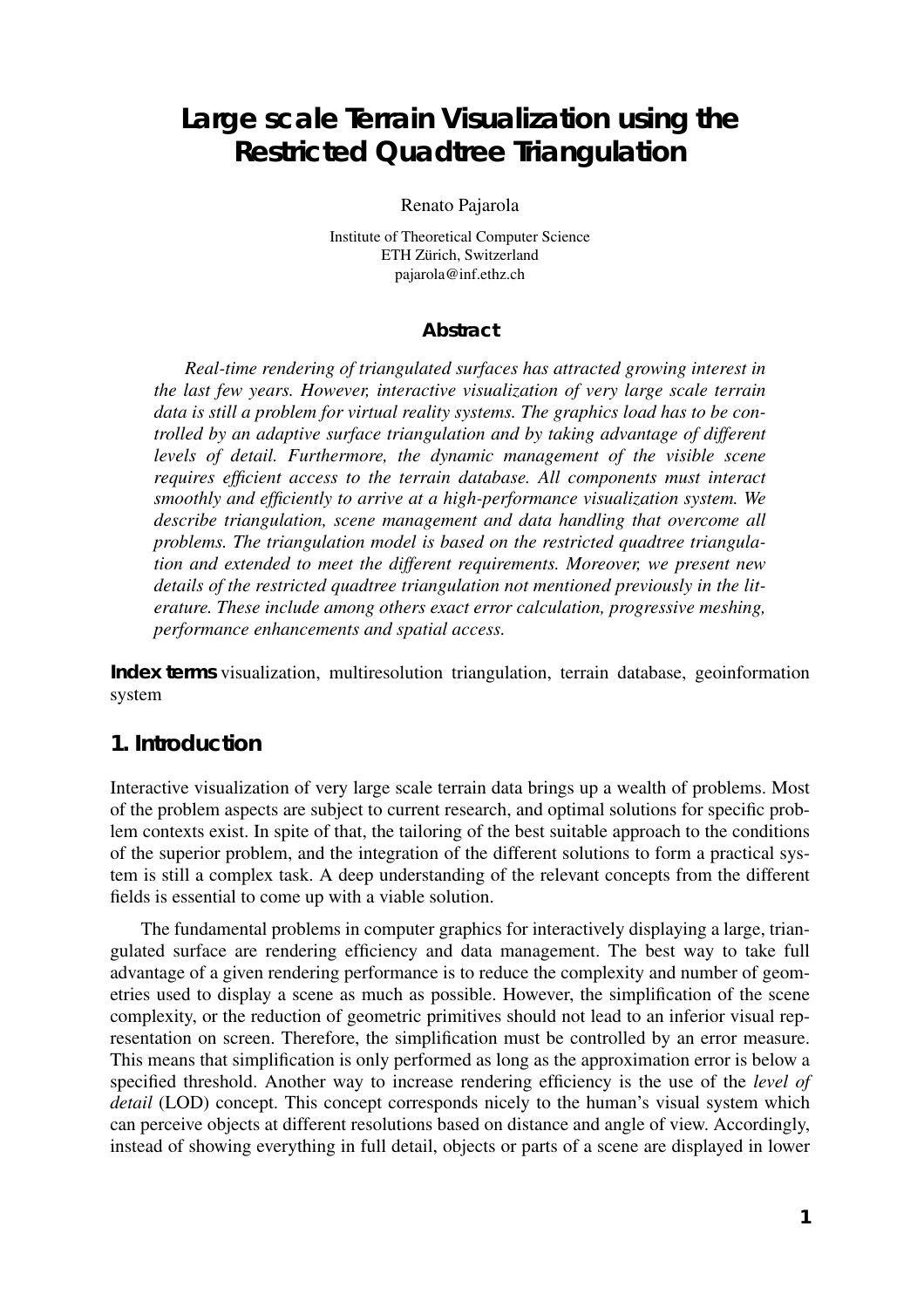# Large scale Terrain Visualization using the Restricted Quadtree Triangulation

Renato Pajarola

Institute of Theoretical Computer Science
ETH Zürich, Switzerland
pajarola@inf.ethz.ch

### Abstract

*Real-time rendering of triangulated surfaces has attracted growing interest in the last few years. However, interactive visualization of very large scale terrain data is still a problem for virtual reality systems. The graphics load has to be controlled by an adaptive surface triangulation and by taking advantage of different levels of detail. Furthermore, the dynamic management of the visible scene requires efficient access to the terrain database. All components must interact smoothly and efficiently to arrive at a high-performance visualization system. We describe triangulation, scene management and data handling that overcome all problems. The triangulation model is based on the restricted quadtree triangulation and extended to meet the different requirements. Moreover, we present new details of the restricted quadtree triangulation not mentioned previously in the literature. These include among others exact error calculation, progressive meshing, performance enhancements and spatial access.*

**Index terms** visualization, multiresolution triangulation, terrain database, geoinformation system

## 1. Introduction

Interactive visualization of very large scale terrain data brings up a wealth of problems. Most of the problem aspects are subject to current research, and optimal solutions for specific problem contexts exist. In spite of that, the tailoring of the best suitable approach to the conditions of the superior problem, and the integration of the different solutions to form a practical system is still a complex task. A deep understanding of the relevant concepts from the different fields is essential to come up with a viable solution.

The fundamental problems in computer graphics for interactively displaying a large, triangulated surface are rendering efficiency and data management. The best way to take full advantage of a given rendering performance is to reduce the complexity and number of geometries used to display a scene as much as possible. However, the simplification of the scene complexity, or the reduction of geometric primitives should not lead to an inferior visual representation on screen. Therefore, the simplification must be controlled by an error measure. This means that simplification is only performed as long as the approximation error is below a specified threshold. Another way to increase rendering efficiency is the use of the *level of detail* (LOD) concept. This concept corresponds nicely to the human's visual system which can perceive objects at different resolutions based on distance and angle of view. Accordingly, instead of showing everything in full detail, objects or parts of a scene are displayed in lower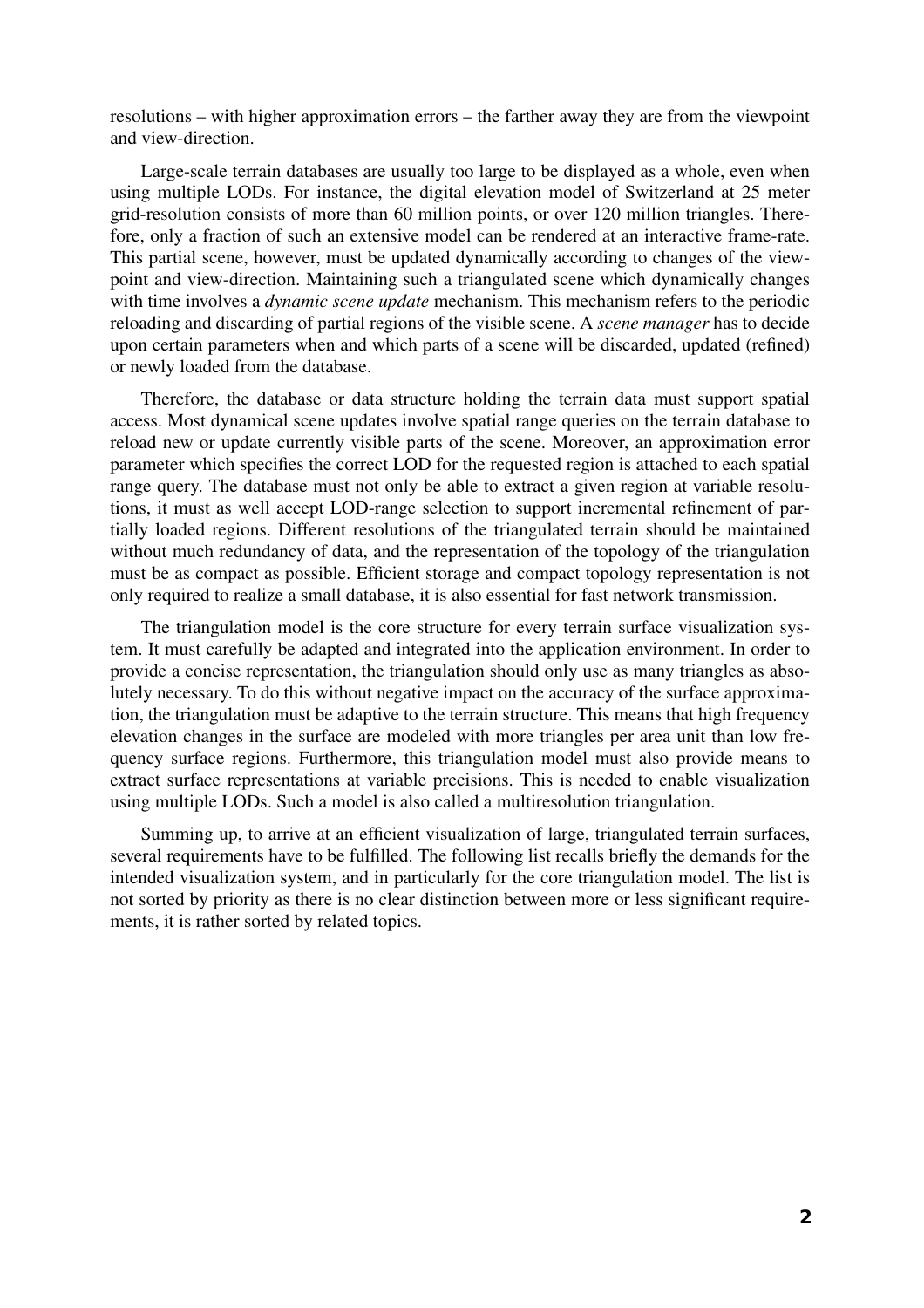resolutions – with higher approximation errors – the farther away they are from the viewpoint and view-direction.

Large-scale terrain databases are usually too large to be displayed as a whole, even when using multiple LODs. For instance, the digital elevation model of Switzerland at 25 meter grid-resolution consists of more than 60 million points, or over 120 million triangles. Therefore, only a fraction of such an extensive model can be rendered at an interactive frame-rate. This partial scene, however, must be updated dynamically according to changes of the viewpoint and view-direction. Maintaining such a triangulated scene which dynamically changes with time involves a *dynamic scene update* mechanism. This mechanism refers to the periodic reloading and discarding of partial regions of the visible scene. A *scene manager* has to decide upon certain parameters when and which parts of a scene will be discarded, updated (refined) or newly loaded from the database.

Therefore, the database or data structure holding the terrain data must support spatial access. Most dynamical scene updates involve spatial range queries on the terrain database to reload new or update currently visible parts of the scene. Moreover, an approximation error parameter which specifies the correct LOD for the requested region is attached to each spatial range query. The database must not only be able to extract a given region at variable resolutions, it must as well accept LOD-range selection to support incremental refinement of partially loaded regions. Different resolutions of the triangulated terrain should be maintained without much redundancy of data, and the representation of the topology of the triangulation must be as compact as possible. Efficient storage and compact topology representation is not only required to realize a small database, it is also essential for fast network transmission.

The triangulation model is the core structure for every terrain surface visualization system. It must carefully be adapted and integrated into the application environment. In order to provide a concise representation, the triangulation should only use as many triangles as absolutely necessary. To do this without negative impact on the accuracy of the surface approximation, the triangulation must be adaptive to the terrain structure. This means that high frequency elevation changes in the surface are modeled with more triangles per area unit than low frequency surface regions. Furthermore, this triangulation model must also provide means to extract surface representations at variable precisions. This is needed to enable visualization using multiple LODs. Such a model is also called a multiresolution triangulation.

Summing up, to arrive at an efficient visualization of large, triangulated terrain surfaces, several requirements have to be fulfilled. The following list recalls briefly the demands for the intended visualization system, and in particularly for the core triangulation model. The list is not sorted by priority as there is no clear distinction between more or less significant requirements, it is rather sorted by related topics.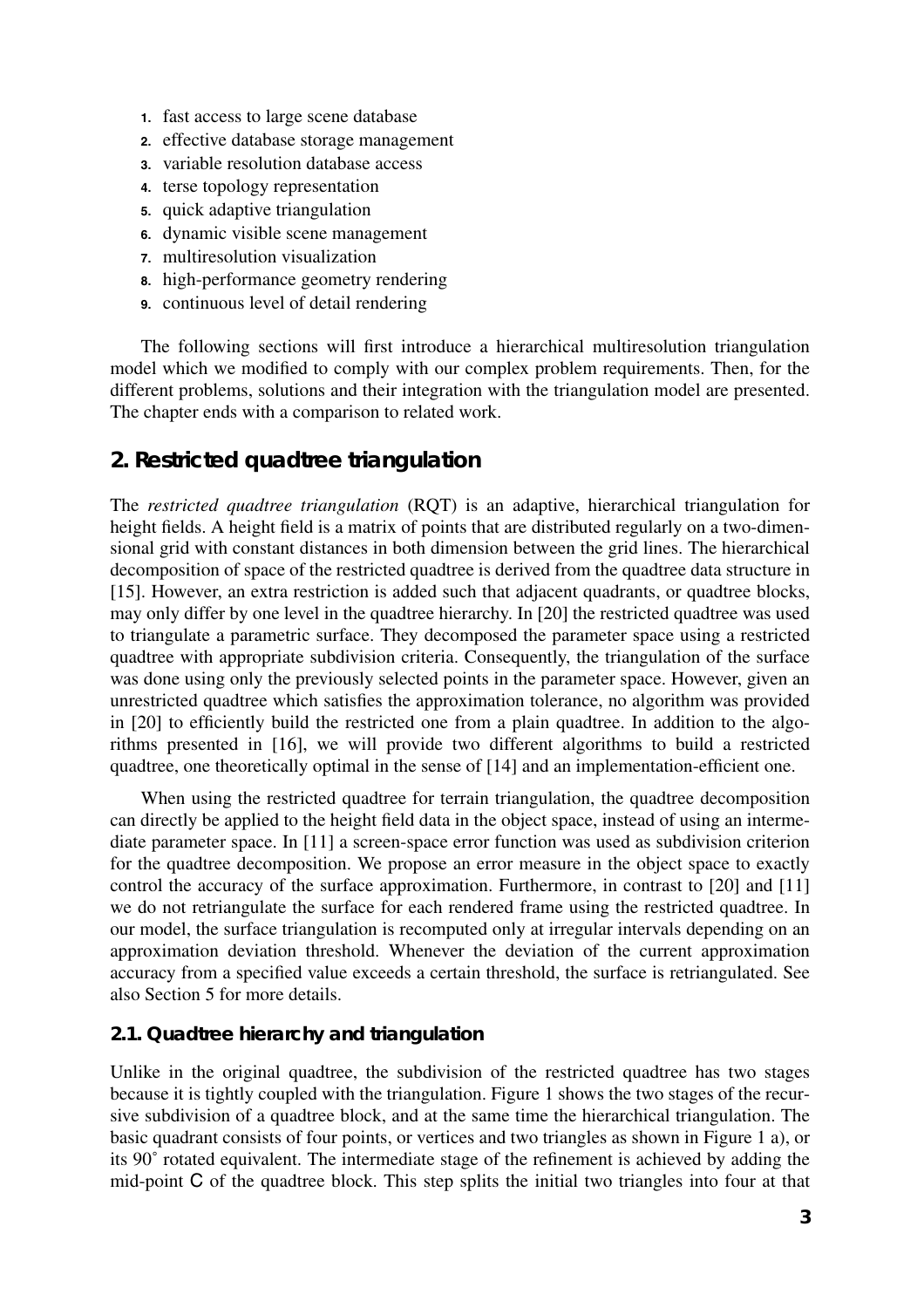1. fast access to large scene database
2. effective database storage management
3. variable resolution database access
4. terse topology representation
5. quick adaptive triangulation
6. dynamic visible scene management
7. multiresolution visualization
8. high-performance geometry rendering
9. continuous level of detail rendering

The following sections will first introduce a hierarchical multiresolution triangulation model which we modified to comply with our complex problem requirements. Then, for the different problems, solutions and their integration with the triangulation model are presented. The chapter ends with a comparison to related work.

## 2. Restricted quadtree triangulation

The *restricted quadtree triangulation* (RQT) is an adaptive, hierarchical triangulation for height fields. A height field is a matrix of points that are distributed regularly on a two-dimensional grid with constant distances in both dimension between the grid lines. The hierarchical decomposition of space of the restricted quadtree is derived from the quadtree data structure in [15]. However, an extra restriction is added such that adjacent quadrants, or quadtree blocks, may only differ by one level in the quadtree hierarchy. In [20] the restricted quadtree was used to triangulate a parametric surface. They decomposed the parameter space using a restricted quadtree with appropriate subdivision criteria. Consequently, the triangulation of the surface was done using only the previously selected points in the parameter space. However, given an unrestricted quadtree which satisfies the approximation tolerance, no algorithm was provided in [20] to efficiently build the restricted one from a plain quadtree. In addition to the algorithms presented in [16], we will provide two different algorithms to build a restricted quadtree, one theoretically optimal in the sense of [14] and an implementation-efficient one.

When using the restricted quadtree for terrain triangulation, the quadtree decomposition can directly be applied to the height field data in the object space, instead of using an intermediate parameter space. In [11] a screen-space error function was used as subdivision criterion for the quadtree decomposition. We propose an error measure in the object space to exactly control the accuracy of the surface approximation. Furthermore, in contrast to [20] and [11] we do not retriangulate the surface for each rendered frame using the restricted quadtree. In our model, the surface triangulation is recomputed only at irregular intervals depending on an approximation deviation threshold. Whenever the deviation of the current approximation accuracy from a specified value exceeds a certain threshold, the surface is retriangulated. See also Section 5 for more details.

### 2.1. Quadtree hierarchy and triangulation

Unlike in the original quadtree, the subdivision of the restricted quadtree has two stages because it is tightly coupled with the triangulation. Figure 1 shows the two stages of the recursive subdivision of a quadtree block, and at the same time the hierarchical triangulation. The basic quadrant consists of four points, or vertices and two triangles as shown in Figure 1 a), or its 90° rotated equivalent. The intermediate stage of the refinement is achieved by adding the mid-point C of the quadtree block. This step splits the initial two triangles into four at that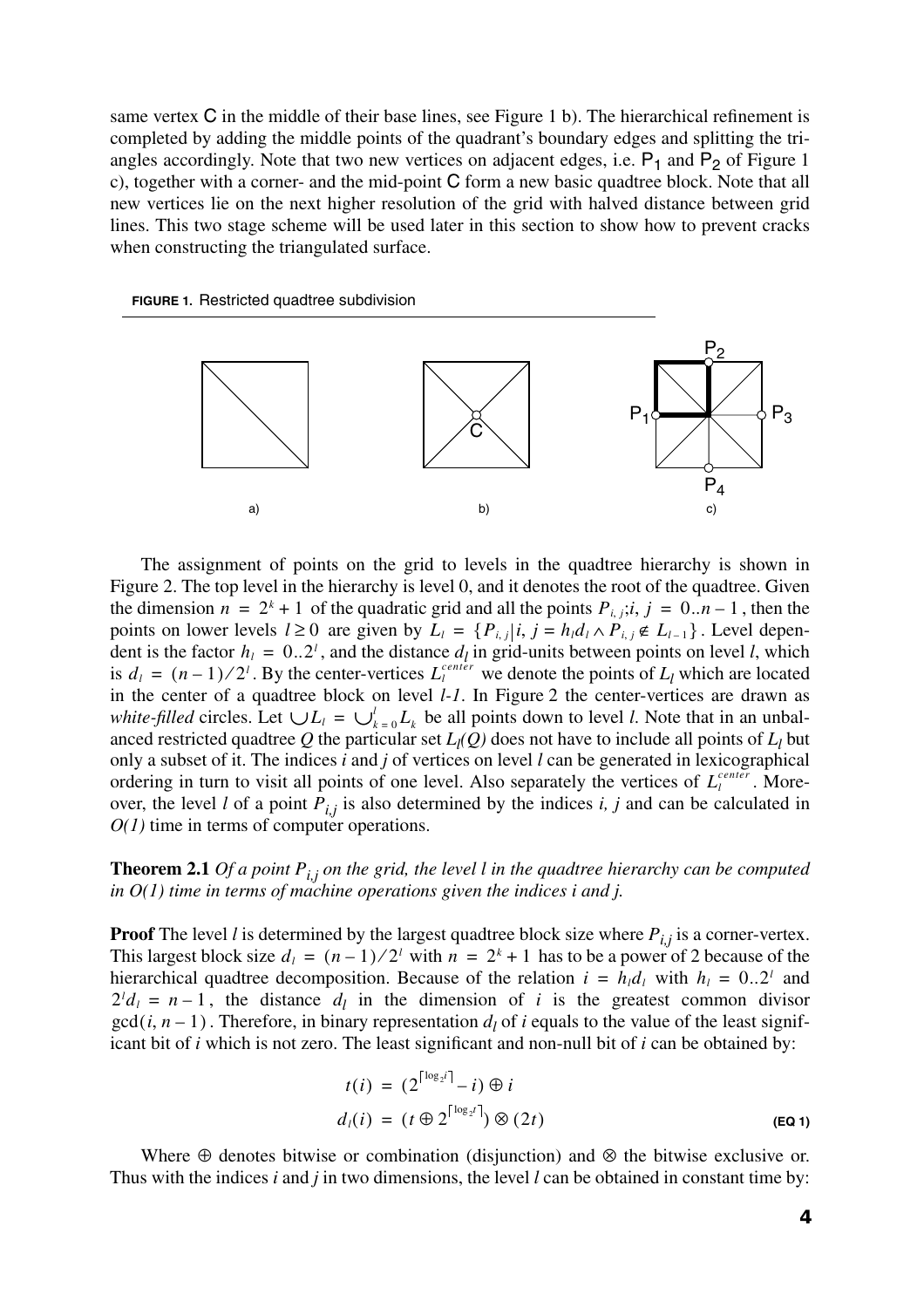same vertex C in the middle of their base lines, see Figure 1 b). The hierarchical refinement is completed by adding the middle points of the quadrant's boundary edges and splitting the triangles accordingly. Note that two new vertices on adjacent edges, i.e. $P_1$ and $P_2$ of Figure 1 c), together with a corner- and the mid-point C form a new basic quadtree block. Note that all new vertices lie on the next higher resolution of the grid with halved distance between grid lines. This two stage scheme will be used later in this section to show how to prevent cracks when constructing the triangulated surface.

**FIGURE 1.** Restricted quadtree subdivision

a) b) c)

The assignment of points on the grid to levels in the quadtree hierarchy is shown in Figure 2. The top level in the hierarchy is level 0, and it denotes the root of the quadtree. Given the dimension $n = 2^k + 1$ of the quadratic grid and all the points $P_{i,j}; i, j = 0..n-1$, then the points on lower levels $l \geq 0$ are given by $L_l = \{P_{i,j} | i, j = h_l d_l \wedge P_{i,j} \notin L_{l-1}\}$. Level dependent is the factor $h_l = 0..2^l$, and the distance $d_l$ in grid-units between points on level *l*, which is $d_l = (n-1)/2^l$. By the center-vertices $L_l^{center}$ we denote the points of $L_l$ which are located in the center of a quadtree block on level *l-1*. In Figure 2 the center-vertices are drawn as *white-filled* circles. Let $\cup L_l = \cup_{k=0}^{l} L_k$ be all points down to level *l*. Note that in an unbalanced restricted quadtree *Q* the particular set $L_l(Q)$ does not have to include all points of $L_l$ but only a subset of it. The indices *i* and *j* of vertices on level *l* can be generated in lexicographical ordering in turn to visit all points of one level. Also separately the vertices of $L_l^{center}$. Moreover, the level *l* of a point $P_{i,j}$ is also determined by the indices *i, j* and can be calculated in *O(1)* time in terms of computer operations.

**Theorem 2.1** *Of a point $P_{i,j}$ on the grid, the level l in the quadtree hierarchy can be computed in O(1) time in terms of machine operations given the indices i and j.*

**Proof** The level *l* is determined by the largest quadtree block size where $P_{i,j}$ is a corner-vertex. This largest block size $d_l = (n-1)/2^l$ with $n = 2^k + 1$ has to be a power of 2 because of the hierarchical quadtree decomposition. Because of the relation $i = h_l d_l$ with $h_l = 0..2^l$ and $2^l d_l = n-1$, the distance $d_l$ in the dimension of *i* is the greatest common divisor $\gcd(i, n-1)$. Therefore, in binary representation $d_l$ of *i* equals to the value of the least significant bit of *i* which is not zero. The least significant and non-null bit of *i* can be obtained by:

$$t(i) = (2^{\lceil \log_2 i \rceil} - i) \oplus i$$
$$d_l(i) = (t \oplus 2^{\lceil \log_2 t \rceil}) \otimes (2t) \qquad \textbf{(EQ 1)}$$

Where $\oplus$ denotes bitwise or combination (disjunction) and $\otimes$ the bitwise exclusive or. Thus with the indices *i* and *j* in two dimensions, the level *l* can be obtained in constant time by: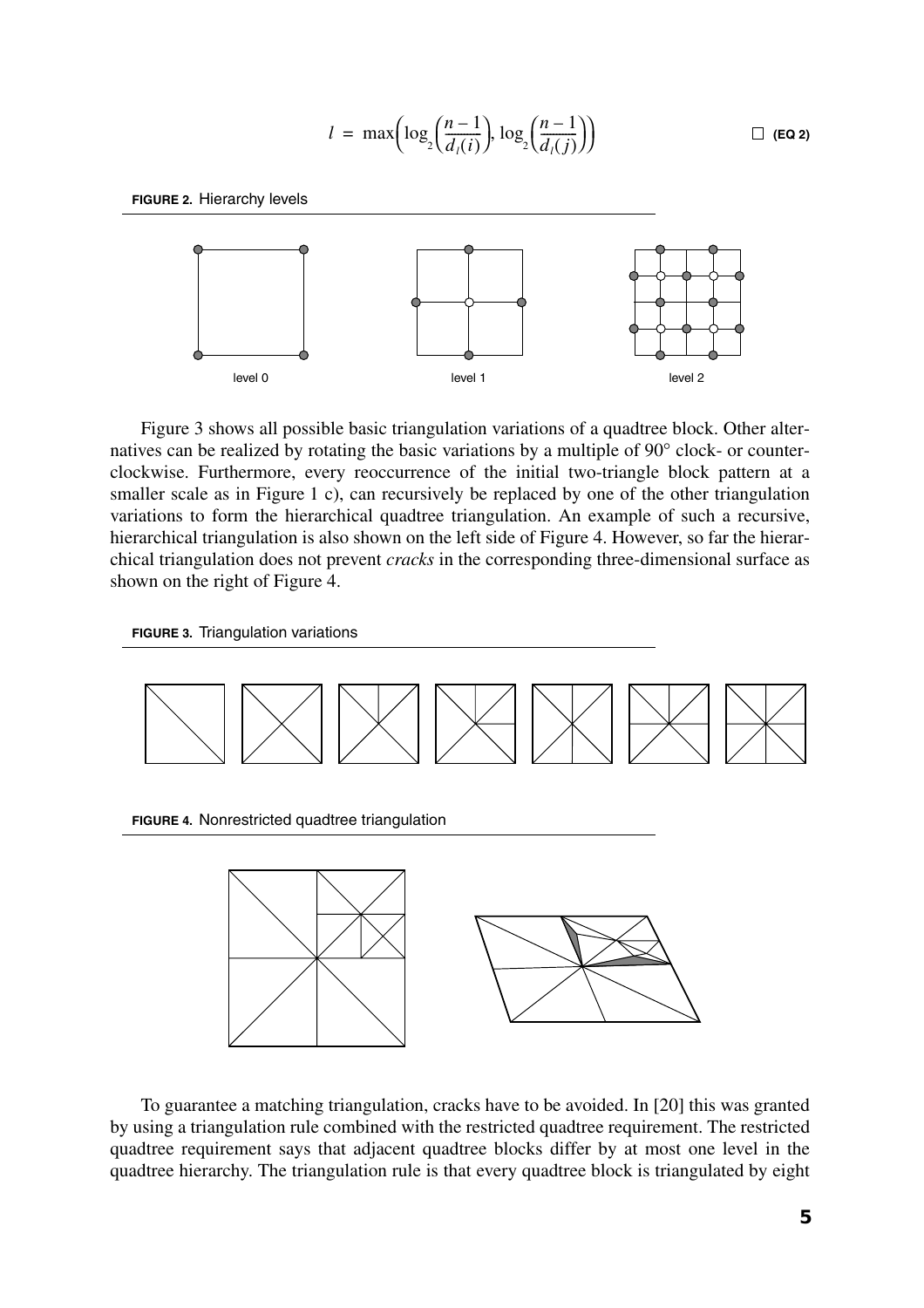$$l = \max\left(\log_2\left(\frac{n-1}{d_l(i)}\right), \log_2\left(\frac{n-1}{d_l(j)}\right)\right) \quad \text{(EQ 2)}$$

**FIGURE 2.** Hierarchy levels

level 0 level 1 level 2

Figure 3 shows all possible basic triangulation variations of a quadtree block. Other alternatives can be realized by rotating the basic variations by a multiple of 90° clock- or counterclockwise. Furthermore, every reoccurrence of the initial two-triangle block pattern at a smaller scale as in Figure 1 c), can recursively be replaced by one of the other triangulation variations to form the hierarchical quadtree triangulation. An example of such a recursive, hierarchical triangulation is also shown on the left side of Figure 4. However, so far the hierarchical triangulation does not prevent *cracks* in the corresponding three-dimensional surface as shown on the right of Figure 4.

**FIGURE 3.** Triangulation variations

**FIGURE 4.** Nonrestricted quadtree triangulation

To guarantee a matching triangulation, cracks have to be avoided. In [20] this was granted by using a triangulation rule combined with the restricted quadtree requirement. The restricted quadtree requirement says that adjacent quadtree blocks differ by at most one level in the quadtree hierarchy. The triangulation rule is that every quadtree block is triangulated by eight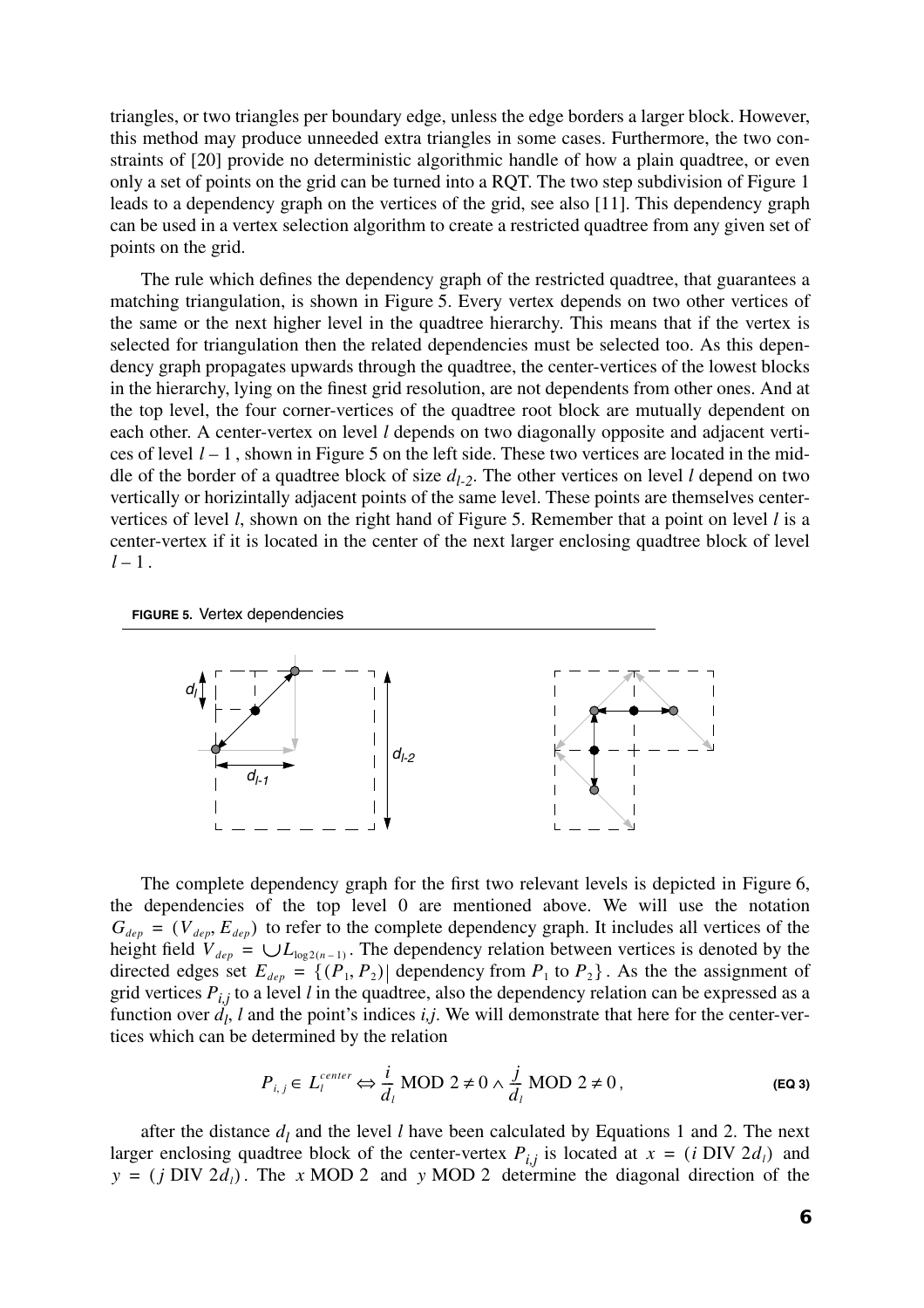triangles, or two triangles per boundary edge, unless the edge borders a larger block. However, this method may produce unneeded extra triangles in some cases. Furthermore, the two constraints of [20] provide no deterministic algorithmic handle of how a plain quadtree, or even only a set of points on the grid can be turned into a RQT. The two step subdivision of Figure 1 leads to a dependency graph on the vertices of the grid, see also [11]. This dependency graph can be used in a vertex selection algorithm to create a restricted quadtree from any given set of points on the grid.

The rule which defines the dependency graph of the restricted quadtree, that guarantees a matching triangulation, is shown in Figure 5. Every vertex depends on two other vertices of the same or the next higher level in the quadtree hierarchy. This means that if the vertex is selected for triangulation then the related dependencies must be selected too. As this dependency graph propagates upwards through the quadtree, the center-vertices of the lowest blocks in the hierarchy, lying on the finest grid resolution, are not dependents from other ones. And at the top level, the four corner-vertices of the quadtree root block are mutually dependent on each other. A center-vertex on level $l$ depends on two diagonally opposite and adjacent vertices of level $l-1$, shown in Figure 5 on the left side. These two vertices are located in the middle of the border of a quadtree block of size $d_{l-2}$. The other vertices on level $l$ depend on two vertically or horizintally adjacent points of the same level. These points are themselves center-vertices of level $l$, shown on the right hand of Figure 5. Remember that a point on level $l$ is a center-vertex if it is located in the center of the next larger enclosing quadtree block of level $l-1$.

**FIGURE 5.** Vertex dependencies

The complete dependency graph for the first two relevant levels is depicted in Figure 6, the dependencies of the top level 0 are mentioned above. We will use the notation $G_{dep} = (V_{dep}, E_{dep})$ to refer to the complete dependency graph. It includes all vertices of the height field $V_{dep} = \cup L_{\log 2(n-1)}$. The dependency relation between vertices is denoted by the directed edges set $E_{dep} = \{(P_1, P_2) |$ dependency from $P_1$ to $P_2\}$. As the the assignment of grid vertices $P_{i,j}$ to a level $l$ in the quadtree, also the dependency relation can be expressed as a function over $d_l$, $l$ and the point's indices $i,j$. We will demonstrate that here for the center-vertices which can be determined by the relation

$$P_{i,j} \in L_l^{center} \Leftrightarrow \frac{i}{d_l} \text{ MOD } 2 \neq 0 \wedge \frac{j}{d_l} \text{ MOD } 2 \neq 0, \qquad \textbf{(EQ 3)}$$

after the distance $d_l$ and the level $l$ have been calculated by Equations 1 and 2. The next larger enclosing quadtree block of the center-vertex $P_{i,j}$ is located at $x = (i \text{ DIV } 2d_l)$ and $y = (j \text{ DIV } 2d_l)$. The $x \text{ MOD } 2$ and $y \text{ MOD } 2$ determine the diagonal direction of the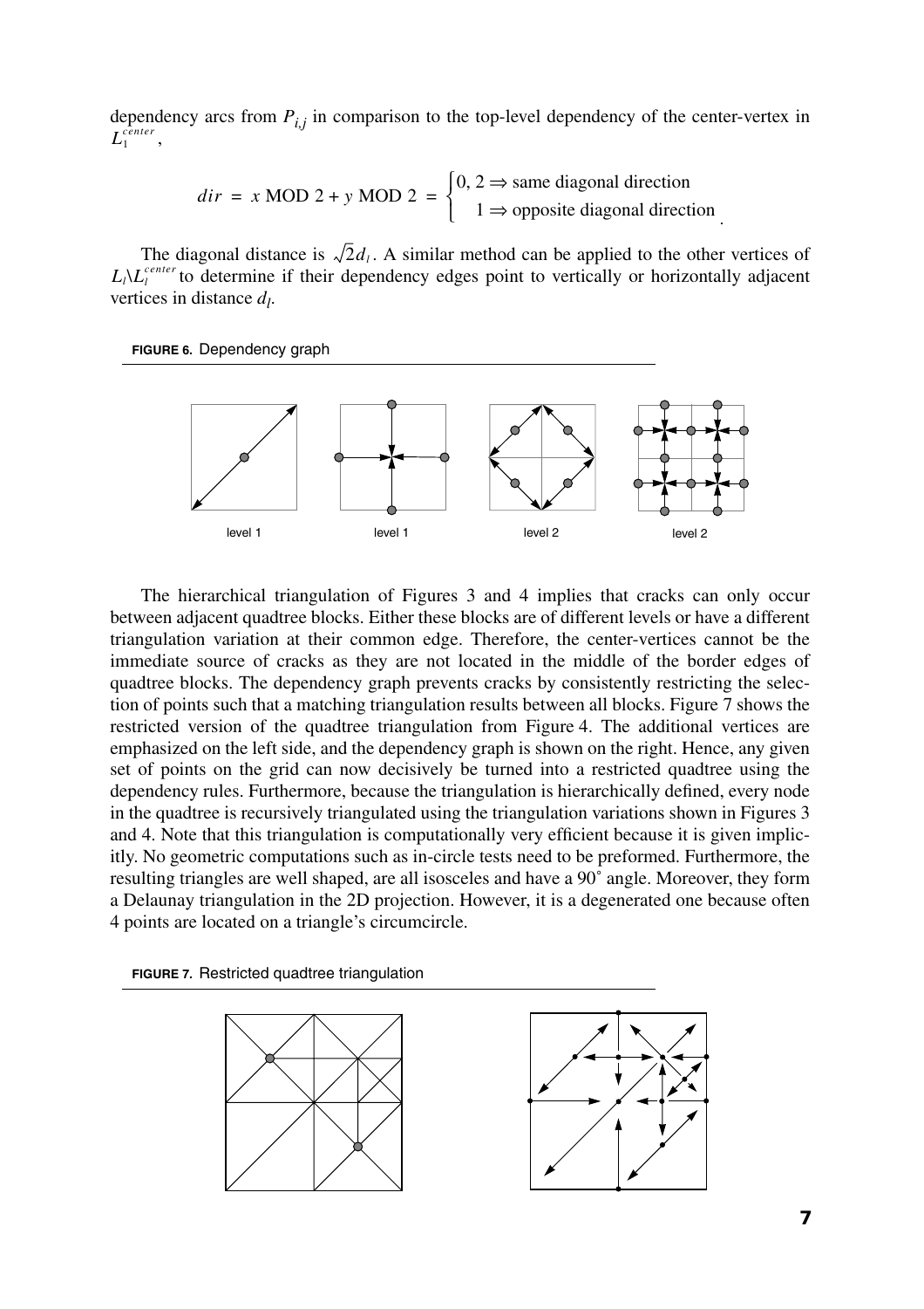dependency arcs from $P_{i,j}$ in comparison to the top-level dependency of the center-vertex in $L_1^{center}$,

$$dir = x \text{ MOD } 2 + y \text{ MOD } 2 = \begin{cases} 0, 2 \Rightarrow \text{same diagonal direction} \\ 1 \Rightarrow \text{opposite diagonal direction} \end{cases}.$$

The diagonal distance is $\sqrt{2}d_l$. A similar method can be applied to the other vertices of $L_l \backslash L_l^{center}$ to determine if their dependency edges point to vertically or horizontally adjacent vertices in distance $d_l$.

**FIGURE 6.** Dependency graph

level 1 level 1 level 2 level 2

The hierarchical triangulation of Figures 3 and 4 implies that cracks can only occur between adjacent quadtree blocks. Either these blocks are of different levels or have a different triangulation variation at their common edge. Therefore, the center-vertices cannot be the immediate source of cracks as they are not located in the middle of the border edges of quadtree blocks. The dependency graph prevents cracks by consistently restricting the selection of points such that a matching triangulation results between all blocks. Figure 7 shows the restricted version of the quadtree triangulation from Figure 4. The additional vertices are emphasized on the left side, and the dependency graph is shown on the right. Hence, any given set of points on the grid can now decisively be turned into a restricted quadtree using the dependency rules. Furthermore, because the triangulation is hierarchically defined, every node in the quadtree is recursively triangulated using the triangulation variations shown in Figures 3 and 4. Note that this triangulation is computationally very efficient because it is given implicitly. No geometric computations such as in-circle tests need to be preformed. Furthermore, the resulting triangles are well shaped, are all isosceles and have a 90˚ angle. Moreover, they form a Delaunay triangulation in the 2D projection. However, it is a degenerated one because often 4 points are located on a triangle's circumcircle.

**FIGURE 7.** Restricted quadtree triangulation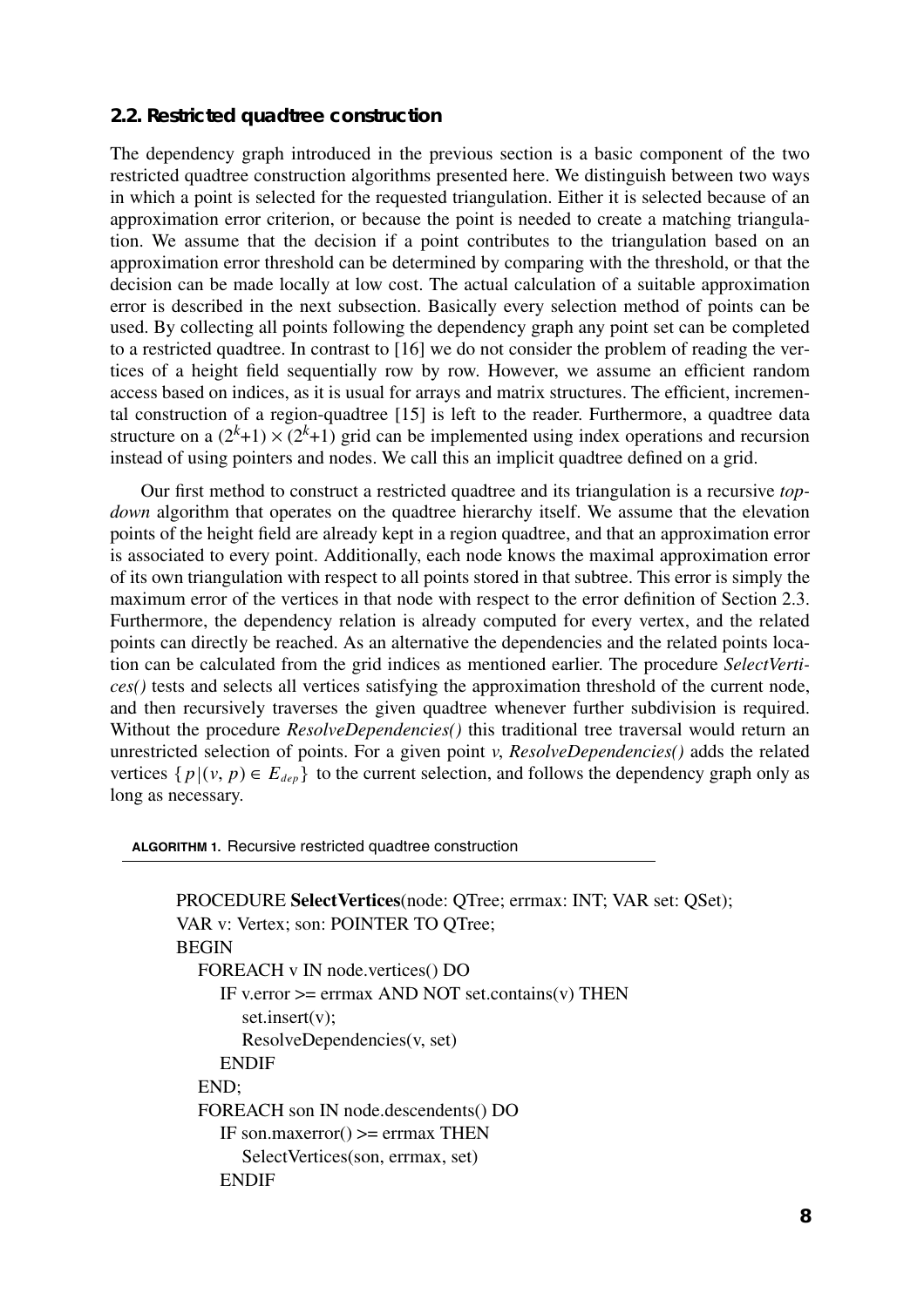### 2.2. Restricted quadtree construction

The dependency graph introduced in the previous section is a basic component of the two restricted quadtree construction algorithms presented here. We distinguish between two ways in which a point is selected for the requested triangulation. Either it is selected because of an approximation error criterion, or because the point is needed to create a matching triangulation. We assume that the decision if a point contributes to the triangulation based on an approximation error threshold can be determined by comparing with the threshold, or that the decision can be made locally at low cost. The actual calculation of a suitable approximation error is described in the next subsection. Basically every selection method of points can be used. By collecting all points following the dependency graph any point set can be completed to a restricted quadtree. In contrast to [16] we do not consider the problem of reading the vertices of a height field sequentially row by row. However, we assume an efficient random access based on indices, as it is usual for arrays and matrix structures. The efficient, incremental construction of a region-quadtree [15] is left to the reader. Furthermore, a quadtree data structure on a $(2^k+1) \times (2^k+1)$ grid can be implemented using index operations and recursion instead of using pointers and nodes. We call this an implicit quadtree defined on a grid.

Our first method to construct a restricted quadtree and its triangulation is a recursive *top-down* algorithm that operates on the quadtree hierarchy itself. We assume that the elevation points of the height field are already kept in a region quadtree, and that an approximation error is associated to every point. Additionally, each node knows the maximal approximation error of its own triangulation with respect to all points stored in that subtree. This error is simply the maximum error of the vertices in that node with respect to the error definition of Section 2.3. Furthermore, the dependency relation is already computed for every vertex, and the related points can directly be reached. As an alternative the dependencies and the related points location can be calculated from the grid indices as mentioned earlier. The procedure *SelectVertices()* tests and selects all vertices satisfying the approximation threshold of the current node, and then recursively traverses the given quadtree whenever further subdivision is required. Without the procedure *ResolveDependencies()* this traditional tree traversal would return an unrestricted selection of points. For a given point $v$, *ResolveDependencies()* adds the related vertices $\{p | (v, p) \in E_{dep}\}$ to the current selection, and follows the dependency graph only as long as necessary.

**ALGORITHM 1.** Recursive restricted quadtree construction

```
PROCEDURE SelectVertices(node: QTree; errmax: INT; VAR set: QSet);
VAR v: Vertex; son: POINTER TO QTree;
BEGIN
   FOREACH v IN node.vertices() DO
      IF v.error >= errmax AND NOT set.contains(v) THEN
         set.insert(v);
         ResolveDependencies(v, set)
      ENDIF
   END;
   FOREACH son IN node.descendents() DO
      IF son.maxerror() >= errmax THEN
         SelectVertices(son, errmax, set)
      ENDIF
```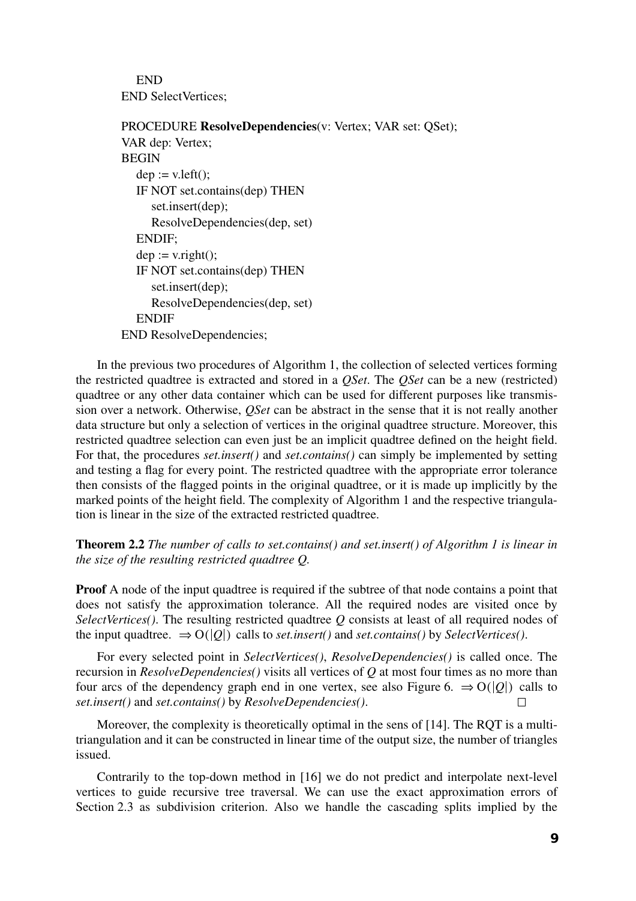```
    END
END SelectVertices;

PROCEDURE ResolveDependencies(v: Vertex; VAR set: QSet);
VAR dep: Vertex;
BEGIN
    dep := v.left();
    IF NOT set.contains(dep) THEN
        set.insert(dep);
        ResolveDependencies(dep, set)
    ENDIF;
    dep := v.right();
    IF NOT set.contains(dep) THEN
        set.insert(dep);
        ResolveDependencies(dep, set)
    ENDIF
END ResolveDependencies;
```

In the previous two procedures of Algorithm 1, the collection of selected vertices forming the restricted quadtree is extracted and stored in a *QSet*. The *QSet* can be a new (restricted) quadtree or any other data container which can be used for different purposes like transmission over a network. Otherwise, *QSet* can be abstract in the sense that it is not really another data structure but only a selection of vertices in the original quadtree structure. Moreover, this restricted quadtree selection can even just be an implicit quadtree defined on the height field. For that, the procedures *set.insert()* and *set.contains()* can simply be implemented by setting and testing a flag for every point. The restricted quadtree with the appropriate error tolerance then consists of the flagged points in the original quadtree, or it is made up implicitly by the marked points of the height field. The complexity of Algorithm 1 and the respective triangulation is linear in the size of the extracted restricted quadtree.

**Theorem 2.2** *The number of calls to set.contains() and set.insert() of Algorithm 1 is linear in the size of the resulting restricted quadtree Q.*

**Proof** A node of the input quadtree is required if the subtree of that node contains a point that does not satisfy the approximation tolerance. All the required nodes are visited once by *SelectVertices()*. The resulting restricted quadtree $Q$ consists at least of all required nodes of the input quadtree. $\Rightarrow O(|Q|)$ calls to *set.insert()* and *set.contains()* by *SelectVertices()*.

For every selected point in *SelectVertices()*, *ResolveDependencies()* is called once. The recursion in *ResolveDependencies()* visits all vertices of $Q$ at most four times as no more than four arcs of the dependency graph end in one vertex, see also Figure 6. $\Rightarrow O(|Q|)$ calls to *set.insert()* and *set.contains()* by *ResolveDependencies()*. □

Moreover, the complexity is theoretically optimal in the sens of [14]. The RQT is a multi-triangulation and it can be constructed in linear time of the output size, the number of triangles issued.

Contrarily to the top-down method in [16] we do not predict and interpolate next-level vertices to guide recursive tree traversal. We can use the exact approximation errors of Section 2.3 as subdivision criterion. Also we handle the cascading splits implied by the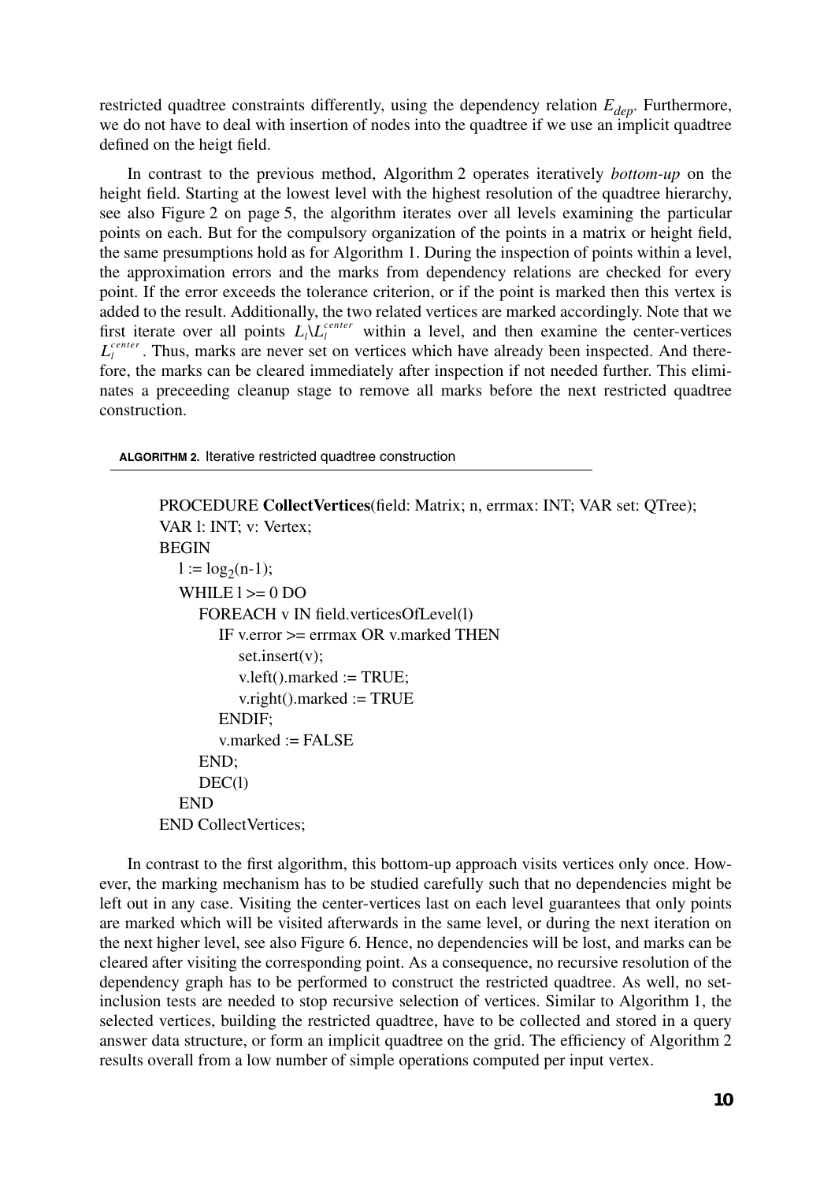restricted quadtree constraints differently, using the dependency relation $E_{dep}$. Furthermore, we do not have to deal with insertion of nodes into the quadtree if we use an implicit quadtree defined on the heigt field.

In contrast to the previous method, Algorithm 2 operates iteratively *bottom-up* on the height field. Starting at the lowest level with the highest resolution of the quadtree hierarchy, see also Figure 2 on page 5, the algorithm iterates over all levels examining the particular points on each. But for the compulsory organization of the points in a matrix or height field, the same presumptions hold as for Algorithm 1. During the inspection of points within a level, the approximation errors and the marks from dependency relations are checked for every point. If the error exceeds the tolerance criterion, or if the point is marked then this vertex is added to the result. Additionally, the two related vertices are marked accordingly. Note that we first iterate over all points $L_l \backslash L_l^{center}$ within a level, and then examine the center-vertices $L_l^{center}$. Thus, marks are never set on vertices which have already been inspected. And therefore, the marks can be cleared immediately after inspection if not needed further. This eliminates a preceeding cleanup stage to remove all marks before the next restricted quadtree construction.

**ALGORITHM 2.** Iterative restricted quadtree construction

```
PROCEDURE CollectVertices(field: Matrix; n, errmax: INT; VAR set: QTree);
VAR l: INT; v: Vertex;
BEGIN
   l := log2(n-1);
   WHILE l >= 0 DO
      FOREACH v IN field.verticesOfLevel(l)
         IF v.error >= errmax OR v.marked THEN
            set.insert(v);
            v.left().marked := TRUE;
            v.right().marked := TRUE
         ENDIF;
         v.marked := FALSE
      END;
      DEC(l)
   END
END CollectVertices;
```

In contrast to the first algorithm, this bottom-up approach visits vertices only once. However, the marking mechanism has to be studied carefully such that no dependencies might be left out in any case. Visiting the center-vertices last on each level guarantees that only points are marked which will be visited afterwards in the same level, or during the next iteration on the next higher level, see also Figure 6. Hence, no dependencies will be lost, and marks can be cleared after visiting the corresponding point. As a consequence, no recursive resolution of the dependency graph has to be performed to construct the restricted quadtree. As well, no set-inclusion tests are needed to stop recursive selection of vertices. Similar to Algorithm 1, the selected vertices, building the restricted quadtree, have to be collected and stored in a query answer data structure, or form an implicit quadtree on the grid. The efficiency of Algorithm 2 results overall from a low number of simple operations computed per input vertex.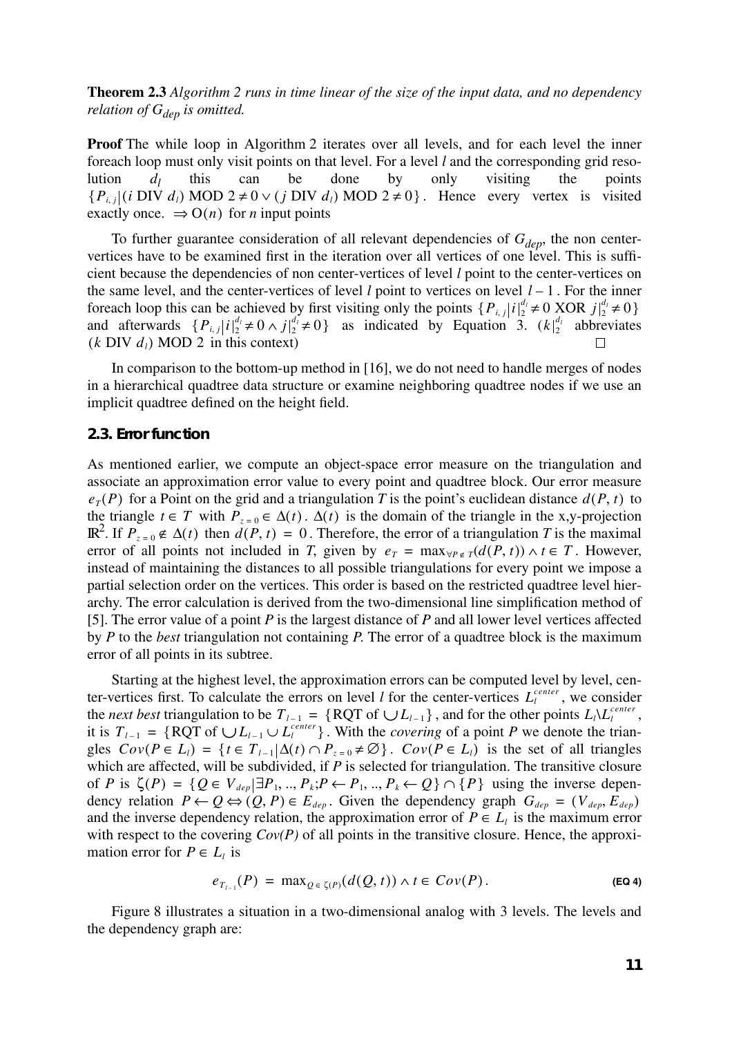**Theorem 2.3** *Algorithm 2 runs in time linear of the size of the input data, and no dependency relation of $G_{dep}$ is omitted.*

**Proof** The while loop in Algorithm 2 iterates over all levels, and for each level the inner foreach loop must only visit points on that level. For a level $l$ and the corresponding grid resolution $d_l$ this can be done by only visiting the points $\{P_{i,j} | (i \text{ DIV } d_l) \text{ MOD } 2 \neq 0 \vee (j \text{ DIV } d_l) \text{ MOD } 2 \neq 0\}$. Hence every vertex is visited exactly once. $\Rightarrow O(n)$ for $n$ input points

To further guarantee consideration of all relevant dependencies of $G_{dep}$, the non center-vertices have to be examined first in the iteration over all vertices of one level. This is sufficient because the dependencies of non center-vertices of level $l$ point to the center-vertices on the same level, and the center-vertices of level $l$ point to vertices on level $l-1$. For the inner foreach loop this can be achieved by first visiting only the points $\{P_{i,j} | i|_2^{d_l} \neq 0 \text{ XOR } j|_2^{d_l} \neq 0\}$ and afterwards $\{P_{i,j} | i|_2^{d_l} \neq 0 \wedge j|_2^{d_l} \neq 0\}$ as indicated by Equation 3. ($k|_2^{d_l}$ abbreviates $(k \text{ DIV } d_l) \text{ MOD } 2$ in this context) □

In comparison to the bottom-up method in [16], we do not need to handle merges of nodes in a hierarchical quadtree data structure or examine neighboring quadtree nodes if we use an implicit quadtree defined on the height field.

## 2.3. Error function

As mentioned earlier, we compute an object-space error measure on the triangulation and associate an approximation error value to every point and quadtree block. Our error measure $e_T(P)$ for a Point on the grid and a triangulation $T$ is the point's euclidean distance $d(P, t)$ to the triangle $t \in T$ with $P_{z=0} \in \Delta(t)$. $\Delta(t)$ is the domain of the triangle in the x,y-projection $\mathbb{R}^2$. If $P_{z=0} \notin \Delta(t)$ then $d(P, t) = 0$. Therefore, the error of a triangulation $T$ is the maximal error of all points not included in $T$, given by $e_T = \max_{\forall P \notin T}(d(P, t)) \wedge t \in T$. However, instead of maintaining the distances to all possible triangulations for every point we impose a partial selection order on the vertices. This order is based on the restricted quadtree level hierarchy. The error calculation is derived from the two-dimensional line simplification method of [5]. The error value of a point $P$ is the largest distance of $P$ and all lower level vertices affected by $P$ to the *best* triangulation not containing $P$. The error of a quadtree block is the maximum error of all points in its subtree.

Starting at the highest level, the approximation errors can be computed level by level, center-vertices first. To calculate the errors on level $l$ for the center-vertices $L_l^{center}$, we consider the *next best* triangulation to be $T_{l-1} = \{\text{RQT of } \bigcup L_{l-1}\}$, and for the other points $L_l \backslash L_l^{center}$, it is $T_{l-1} = \{\text{RQT of } \bigcup L_{l-1} \cup L_l^{center}\}$. With the *covering* of a point $P$ we denote the triangles $Cov(P \in L_l) = \{t \in T_{l-1} | \Delta(t) \cap P_{z=0} \neq \varnothing\}$. $Cov(P \in L_l)$ is the set of all triangles which are affected, will be subdivided, if $P$ is selected for triangulation. The transitive closure of $P$ is $\zeta(P) = \{Q \in V_{dep} | \exists P_1, .., P_k ; P \leftarrow P_1, .., P_k \leftarrow Q\} \cap \{P\}$ using the inverse dependency relation $P \leftarrow Q \Leftrightarrow (Q, P) \in E_{dep}$. Given the dependency graph $G_{dep} = (V_{dep}, E_{dep})$ and the inverse dependency relation, the approximation error of $P \in L_l$ is the maximum error with respect to the covering *Cov(P)* of all points in the transitive closure. Hence, the approximation error for $P \in L_l$ is

$$e_{T_{l-1}}(P) = \max_{Q \in \zeta(P)}(d(Q, t)) \wedge t \in Cov(P). \qquad \text{(EQ 4)}$$

Figure 8 illustrates a situation in a two-dimensional analog with 3 levels. The levels and the dependency graph are: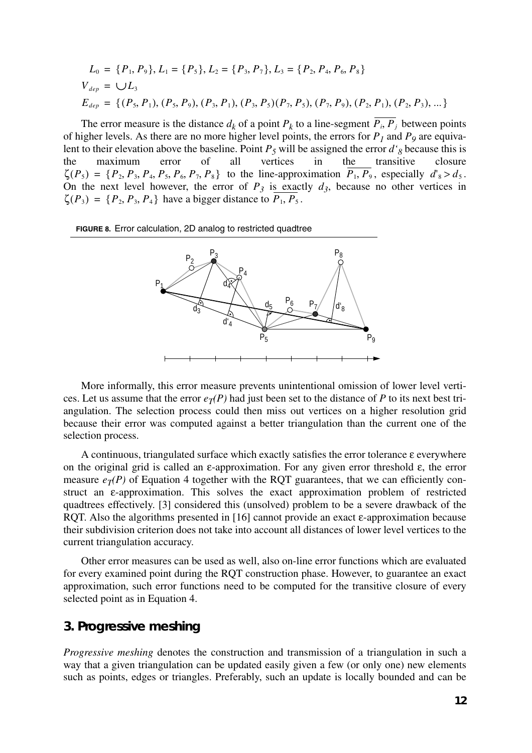$$L_0 = \{P_1, P_9\}, L_1 = \{P_5\}, L_2 = \{P_3, P_7\}, L_3 = \{P_2, P_4, P_6, P_8\}$$

$$V_{dep} = \bigcup L_3$$

$$E_{dep} = \{(P_5, P_1), (P_5, P_9), (P_3, P_1), (P_3, P_5)(P_7, P_5), (P_7, P_9), (P_2, P_1), (P_2, P_3), \ldots\}$$

The error measure is the distance $d_k$ of a point $P_k$ to a line-segment $\overline{P_i, P_j}$ between points of higher levels. As there are no more higher level points, the errors for $P_1$ and $P_9$ are equivalent to their elevation above the baseline. Point $P_5$ will be assigned the error $d'_8$ because this is the maximum error of all vertices in the transitive closure $\zeta(P_5) = \{P_2, P_3, P_4, P_5, P_6, P_7, P_8\}$ to the line-approximation $\overline{P_1, P_9}$, especially $d'_8 > d_5$. On the next level however, the error of $P_3$ is exactly $d_3$, because no other vertices in $\zeta(P_3) = \{P_2, P_3, P_4\}$ have a bigger distance to $\overline{P_1, P_5}$.

**FIGURE 8.** Error calculation, 2D analog to restricted quadtree

More informally, this error measure prevents unintentional omission of lower level vertices. Let us assume that the error $e_T(P)$ had just been set to the distance of $P$ to its next best triangulation. The selection process could then miss out vertices on a higher resolution grid because their error was computed against a better triangulation than the current one of the selection process.

A continuous, triangulated surface which exactly satisfies the error tolerance $\varepsilon$ everywhere on the original grid is called an $\varepsilon$-approximation. For any given error threshold $\varepsilon$, the error measure $e_T(P)$ of Equation 4 together with the RQT guarantees, that we can efficiently construct an $\varepsilon$-approximation. This solves the exact approximation problem of restricted quadtrees effectively. [3] considered this (unsolved) problem to be a severe drawback of the RQT. Also the algorithms presented in [16] cannot provide an exact $\varepsilon$-approximation because their subdivision criterion does not take into account all distances of lower level vertices to the current triangulation accuracy.

Other error measures can be used as well, also on-line error functions which are evaluated for every examined point during the RQT construction phase. However, to guarantee an exact approximation, such error functions need to be computed for the transitive closure of every selected point as in Equation 4.

## 3. Progressive meshing

*Progressive meshing* denotes the construction and transmission of a triangulation in such a way that a given triangulation can be updated easily given a few (or only one) new elements such as points, edges or triangles. Preferably, such an update is locally bounded and can be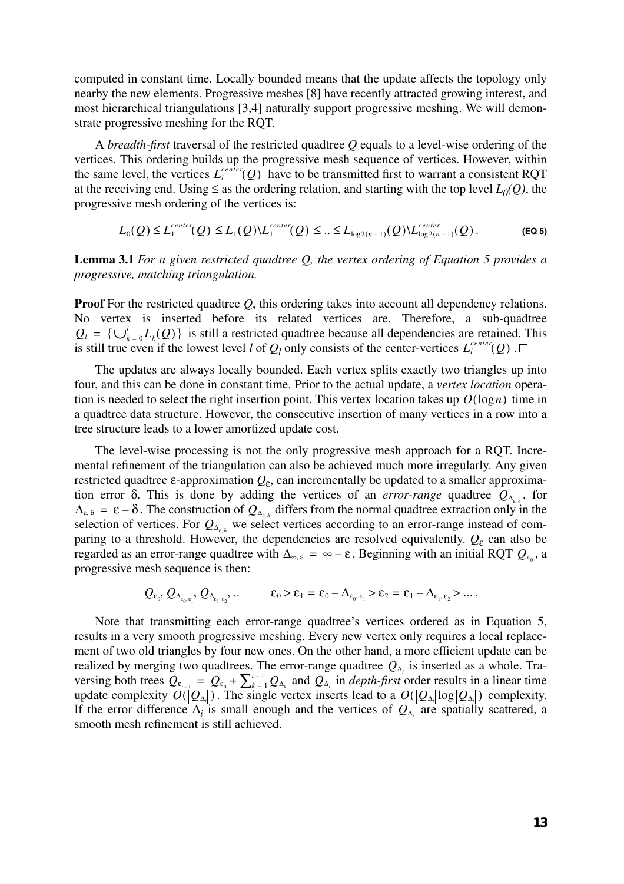computed in constant time. Locally bounded means that the update affects the topology only nearby the new elements. Progressive meshes [8] have recently attracted growing interest, and most hierarchical triangulations [3,4] naturally support progressive meshing. We will demonstrate progressive meshing for the RQT.

A *breadth-first* traversal of the restricted quadtree $Q$ equals to a level-wise ordering of the vertices. This ordering builds up the progressive mesh sequence of vertices. However, within the same level, the vertices $L_l^{center}(Q)$ have to be transmitted first to warrant a consistent RQT at the receiving end. Using $\leq$ as the ordering relation, and starting with the top level $L_0(Q)$, the progressive mesh ordering of the vertices is:

$$L_0(Q) \leq L_1^{center}(Q) \leq L_1(Q) \backslash L_1^{center}(Q) \leq .. \leq L_{\log 2(n-1)}(Q) \backslash L_{\log 2(n-1)}^{center}(Q) . \quad \text{(EQ 5)}$$

**Lemma 3.1** *For a given restricted quadtree Q, the vertex ordering of Equation 5 provides a progressive, matching triangulation.*

**Proof** For the restricted quadtree $Q$, this ordering takes into account all dependency relations. No vertex is inserted before its related vertices are. Therefore, a sub-quadtree $Q_l = \{\bigcup_{k=0}^{l} L_k(Q)\}$ is still a restricted quadtree because all dependencies are retained. This is still true even if the lowest level $l$ of $Q_l$ only consists of the center-vertices $L_l^{center}(Q)$ . □

The updates are always locally bounded. Each vertex splits exactly two triangles up into four, and this can be done in constant time. Prior to the actual update, a *vertex location* operation is needed to select the right insertion point. This vertex location takes up $O(\log n)$ time in a quadtree data structure. However, the consecutive insertion of many vertices in a row into a tree structure leads to a lower amortized update cost.

The level-wise processing is not the only progressive mesh approach for a RQT. Incremental refinement of the triangulation can also be achieved much more irregularly. Any given restricted quadtree $\varepsilon$-approximation $Q_\varepsilon$, can incrementally be updated to a smaller approximation error $\delta$. This is done by adding the vertices of an *error-range* quadtree $Q_{\Delta_{\varepsilon,\delta}}$, for $\Delta_{\varepsilon,\delta} = \varepsilon - \delta$. The construction of $Q_{\Delta_{\varepsilon,\delta}}$ differs from the normal quadtree extraction only in the selection of vertices. For $Q_{\Delta_{\varepsilon,\delta}}$ we select vertices according to an error-range instead of comparing to a threshold. However, the dependencies are resolved equivalently. $Q_\varepsilon$ can also be regarded as an error-range quadtree with $\Delta_{\infty,\varepsilon} = \infty - \varepsilon$. Beginning with an initial RQT $Q_{\varepsilon_0}$, a progressive mesh sequence is then:

$$Q_{\varepsilon_0}, Q_{\Delta_{\varepsilon_0,\varepsilon_1}}, Q_{\Delta_{\varepsilon_1,\varepsilon_2}}, .. \qquad \varepsilon_0 > \varepsilon_1 = \varepsilon_0 - \Delta_{\varepsilon_0,\varepsilon_1} > \varepsilon_2 = \varepsilon_1 - \Delta_{\varepsilon_1,\varepsilon_2} > \dots .$$

Note that transmitting each error-range quadtree's vertices ordered as in Equation 5, results in a very smooth progressive meshing. Every new vertex only requires a local replacement of two old triangles by four new ones. On the other hand, a more efficient update can be realized by merging two quadtrees. The error-range quadtree $Q_{\Delta_i}$ is inserted as a whole. Traversing both trees $Q_{\varepsilon_{i-1}} = Q_{\varepsilon_0} + \sum_{k=1}^{i-1} Q_{\Delta_k}$ and $Q_{\Delta_i}$ in *depth-first* order results in a linear time update complexity $O(|Q_{\Delta_i}|)$. The single vertex inserts lead to a $O(|Q_{\Delta_i}| \log |Q_{\Delta_i}|)$ complexity. If the error difference $\Delta_i$ is small enough and the vertices of $Q_{\Delta_i}$ are spatially scattered, a smooth mesh refinement is still achieved.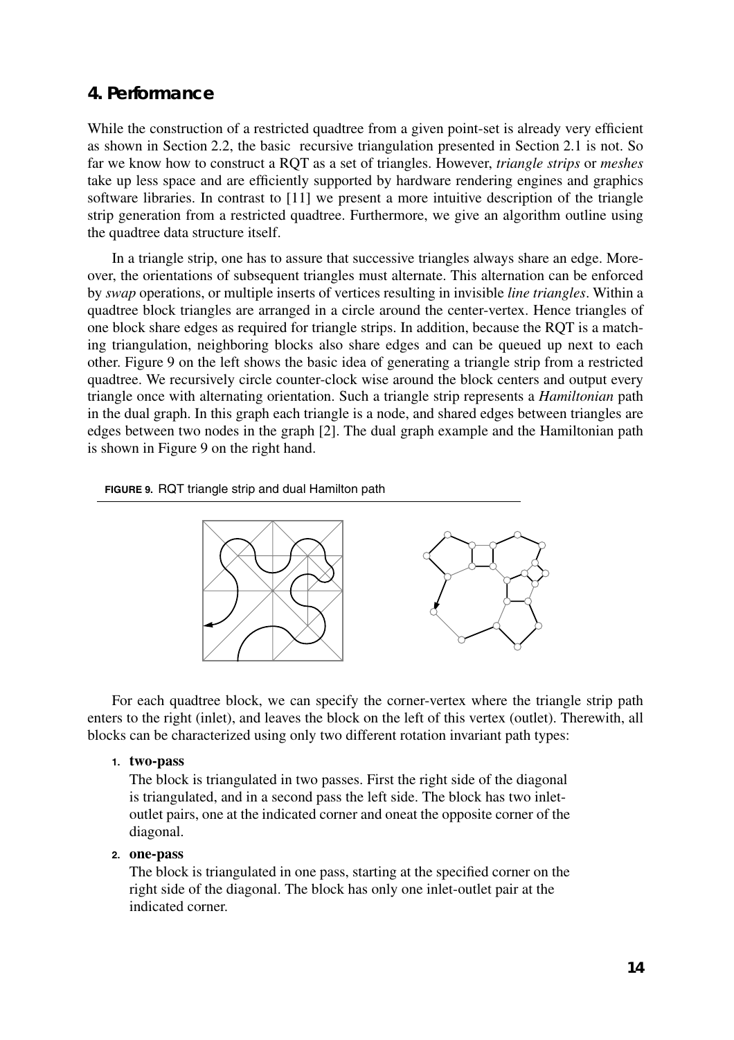## 4. Performance

While the construction of a restricted quadtree from a given point-set is already very efficient as shown in Section 2.2, the basic recursive triangulation presented in Section 2.1 is not. So far we know how to construct a RQT as a set of triangles. However, *triangle strips* or *meshes* take up less space and are efficiently supported by hardware rendering engines and graphics software libraries. In contrast to [11] we present a more intuitive description of the triangle strip generation from a restricted quadtree. Furthermore, we give an algorithm outline using the quadtree data structure itself.

In a triangle strip, one has to assure that successive triangles always share an edge. Moreover, the orientations of subsequent triangles must alternate. This alternation can be enforced by *swap* operations, or multiple inserts of vertices resulting in invisible *line triangles*. Within a quadtree block triangles are arranged in a circle around the center-vertex. Hence triangles of one block share edges as required for triangle strips. In addition, because the RQT is a matching triangulation, neighboring blocks also share edges and can be queued up next to each other. Figure 9 on the left shows the basic idea of generating a triangle strip from a restricted quadtree. We recursively circle counter-clock wise around the block centers and output every triangle once with alternating orientation. Such a triangle strip represents a *Hamiltonian* path in the dual graph. In this graph each triangle is a node, and shared edges between triangles are edges between two nodes in the graph [2]. The dual graph example and the Hamiltonian path is shown in Figure 9 on the right hand.

**FIGURE 9.** RQT triangle strip and dual Hamilton path

For each quadtree block, we can specify the corner-vertex where the triangle strip path enters to the right (inlet), and leaves the block on the left of this vertex (outlet). Therewith, all blocks can be characterized using only two different rotation invariant path types:

1. **two-pass**
   The block is triangulated in two passes. First the right side of the diagonal is triangulated, and in a second pass the left side. The block has two inlet-outlet pairs, one at the indicated corner and oneat the opposite corner of the diagonal.
2. **one-pass**
   The block is triangulated in one pass, starting at the specified corner on the right side of the diagonal. The block has only one inlet-outlet pair at the indicated corner.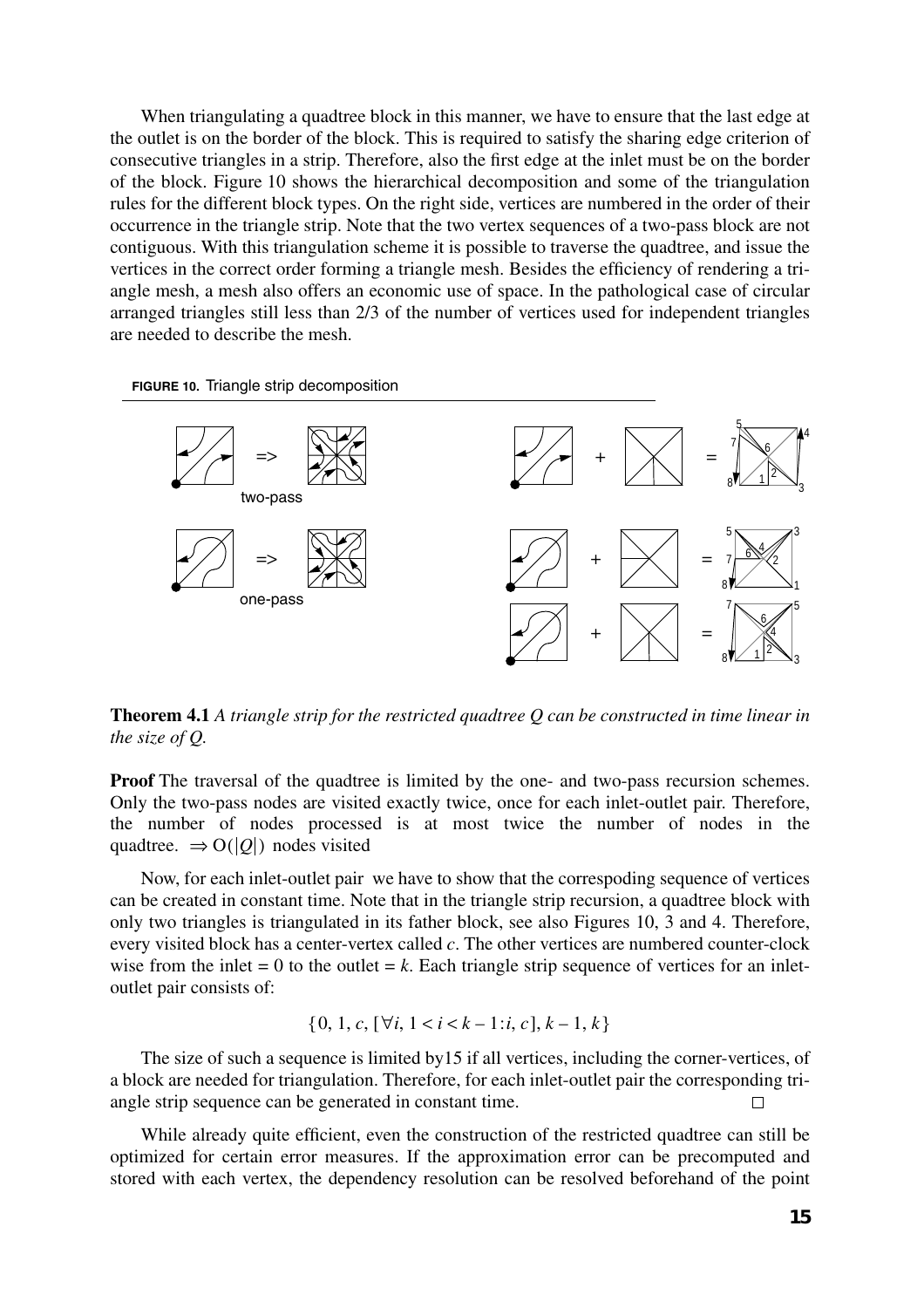When triangulating a quadtree block in this manner, we have to ensure that the last edge at the outlet is on the border of the block. This is required to satisfy the sharing edge criterion of consecutive triangles in a strip. Therefore, also the first edge at the inlet must be on the border of the block. Figure 10 shows the hierarchical decomposition and some of the triangulation rules for the different block types. On the right side, vertices are numbered in the order of their occurrence in the triangle strip. Note that the two vertex sequences of a two-pass block are not contiguous. With this triangulation scheme it is possible to traverse the quadtree, and issue the vertices in the correct order forming a triangle mesh. Besides the efficiency of rendering a triangle mesh, a mesh also offers an economic use of space. In the pathological case of circular arranged triangles still less than 2/3 of the number of vertices used for independent triangles are needed to describe the mesh.

**FIGURE 10.** Triangle strip decomposition

**Theorem 4.1** *A triangle strip for the restricted quadtree Q can be constructed in time linear in the size of Q.*

**Proof** The traversal of the quadtree is limited by the one- and two-pass recursion schemes. Only the two-pass nodes are visited exactly twice, once for each inlet-outlet pair. Therefore, the number of nodes processed is at most twice the number of nodes in the quadtree. $\Rightarrow O(|Q|)$ nodes visited

Now, for each inlet-outlet pair we have to show that the correspoding sequence of vertices can be created in constant time. Note that in the triangle strip recursion, a quadtree block with only two triangles is triangulated in its father block, see also Figures 10, 3 and 4. Therefore, every visited block has a center-vertex called $c$. The other vertices are numbered counter-clock wise from the inlet = 0 to the outlet = $k$. Each triangle strip sequence of vertices for an inlet-outlet pair consists of:

$$\{0, 1, c, [\forall i, 1 < i < k - 1 : i, c], k - 1, k\}$$

The size of such a sequence is limited by15 if all vertices, including the corner-vertices, of a block are needed for triangulation. Therefore, for each inlet-outlet pair the corresponding triangle strip sequence can be generated in constant time. □

While already quite efficient, even the construction of the restricted quadtree can still be optimized for certain error measures. If the approximation error can be precomputed and stored with each vertex, the dependency resolution can be resolved beforehand of the point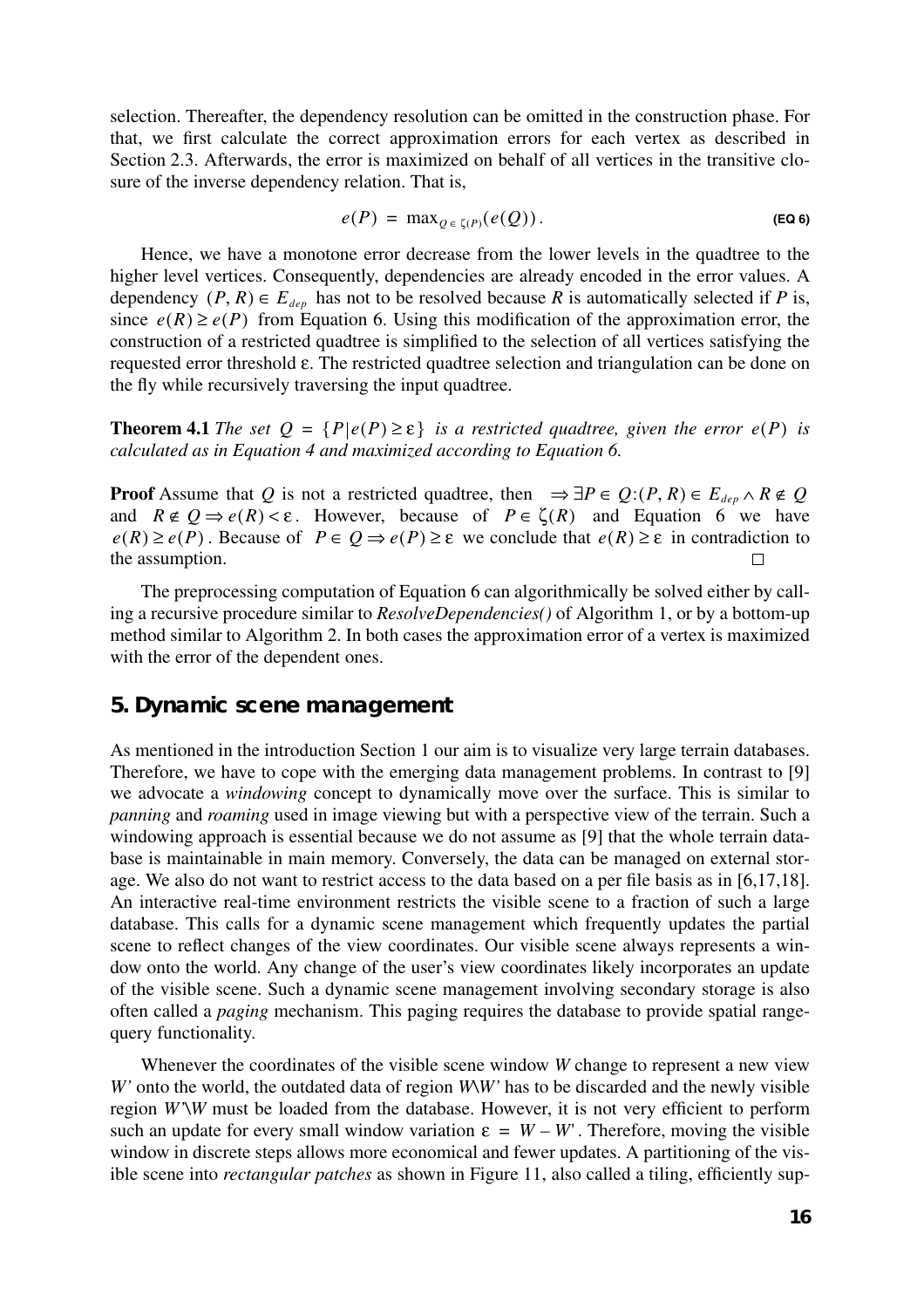selection. Thereafter, the dependency resolution can be omitted in the construction phase. For that, we first calculate the correct approximation errors for each vertex as described in Section 2.3. Afterwards, the error is maximized on behalf of all vertices in the transitive closure of the inverse dependency relation. That is,

$$e(P) = \max_{Q \in \zeta(P)}(e(Q)). \qquad \textbf{(EQ 6)}$$

Hence, we have a monotone error decrease from the lower levels in the quadtree to the higher level vertices. Consequently, dependencies are already encoded in the error values. A dependency $(P, R) \in E_{dep}$ has not to be resolved because $R$ is automatically selected if $P$ is, since $e(R) \geq e(P)$ from Equation 6. Using this modification of the approximation error, the construction of a restricted quadtree is simplified to the selection of all vertices satisfying the requested error threshold $\varepsilon$. The restricted quadtree selection and triangulation can be done on the fly while recursively traversing the input quadtree.

**Theorem 4.1** *The set $Q = \{P | e(P) \geq \varepsilon\}$ is a restricted quadtree, given the error $e(P)$ is calculated as in Equation 4 and maximized according to Equation 6.*

**Proof** Assume that $Q$ is not a restricted quadtree, then $\Rightarrow \exists P \in Q : (P, R) \in E_{dep} \wedge R \notin Q$ and $R \notin Q \Rightarrow e(R) < \varepsilon$. However, because of $P \in \zeta(R)$ and Equation 6 we have $e(R) \geq e(P)$. Because of $P \in Q \Rightarrow e(P) \geq \varepsilon$ we conclude that $e(R) \geq \varepsilon$ in contradiction to the assumption. □

The preprocessing computation of Equation 6 can algorithmically be solved either by calling a recursive procedure similar to *ResolveDependencies()* of Algorithm 1, or by a bottom-up method similar to Algorithm 2. In both cases the approximation error of a vertex is maximized with the error of the dependent ones.

## 5. Dynamic scene management

As mentioned in the introduction Section 1 our aim is to visualize very large terrain databases. Therefore, we have to cope with the emerging data management problems. In contrast to [9] we advocate a *windowing* concept to dynamically move over the surface. This is similar to *panning* and *roaming* used in image viewing but with a perspective view of the terrain. Such a windowing approach is essential because we do not assume as [9] that the whole terrain database is maintainable in main memory. Conversely, the data can be managed on external storage. We also do not want to restrict access to the data based on a per file basis as in [6,17,18]. An interactive real-time environment restricts the visible scene to a fraction of such a large database. This calls for a dynamic scene management which frequently updates the partial scene to reflect changes of the view coordinates. Our visible scene always represents a window onto the world. Any change of the user's view coordinates likely incorporates an update of the visible scene. Such a dynamic scene management involving secondary storage is also often called a *paging* mechanism. This paging requires the database to provide spatial range-query functionality.

Whenever the coordinates of the visible scene window $W$ change to represent a new view $W'$ onto the world, the outdated data of region $W \backslash W'$ has to be discarded and the newly visible region $W' \backslash W$ must be loaded from the database. However, it is not very efficient to perform such an update for every small window variation $\varepsilon = W - W'$. Therefore, moving the visible window in discrete steps allows more economical and fewer updates. A partitioning of the visible scene into *rectangular patches* as shown in Figure 11, also called a tiling, efficiently sup-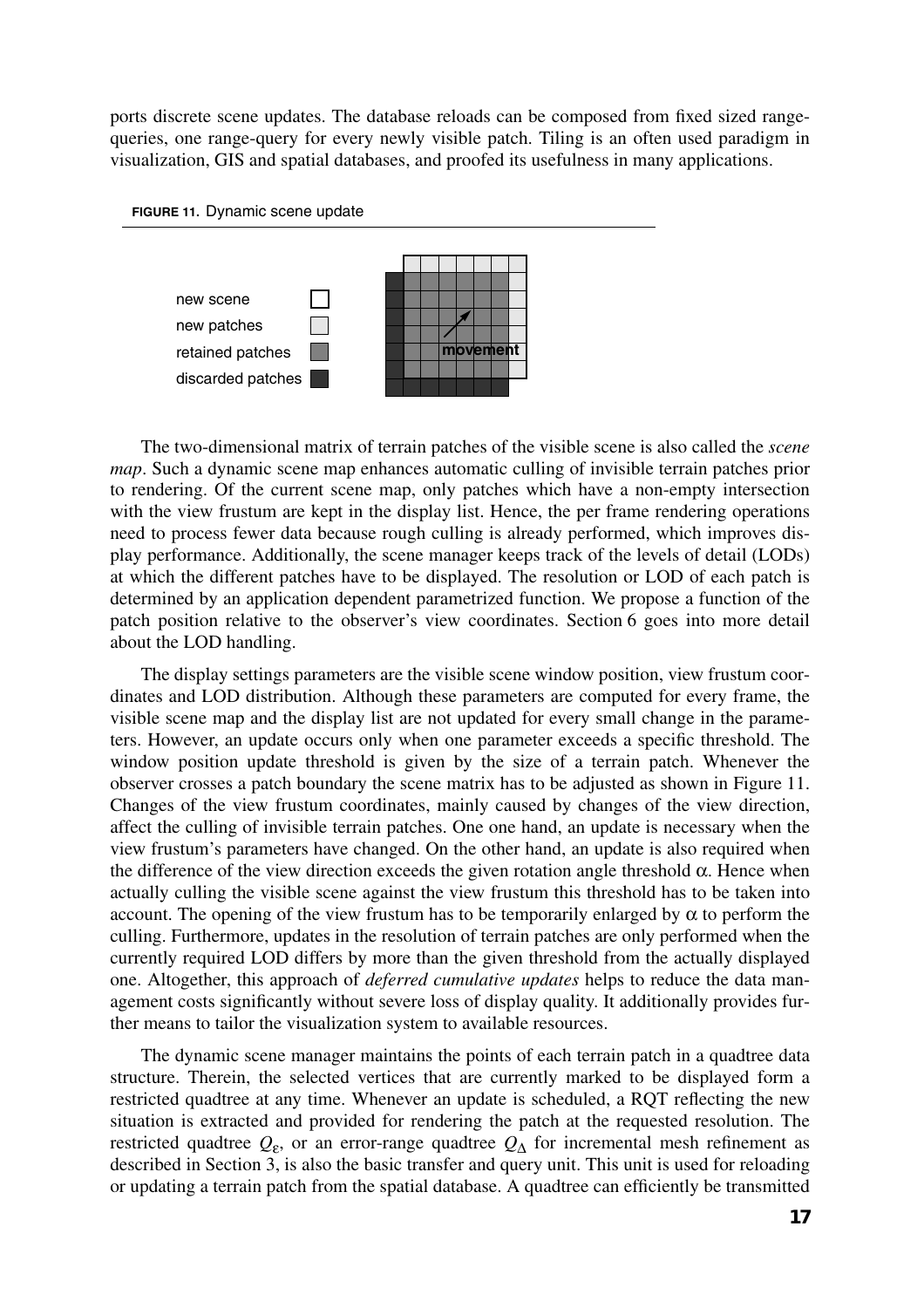ports discrete scene updates. The database reloads can be composed from fixed sized range-queries, one range-query for every newly visible patch. Tiling is an often used paradigm in visualization, GIS and spatial databases, and proofed its usefulness in many applications.

**FIGURE 11.** Dynamic scene update

new scene
new patches
retained patches
discarded patches

movement

The two-dimensional matrix of terrain patches of the visible scene is also called the *scene map*. Such a dynamic scene map enhances automatic culling of invisible terrain patches prior to rendering. Of the current scene map, only patches which have a non-empty intersection with the view frustum are kept in the display list. Hence, the per frame rendering operations need to process fewer data because rough culling is already performed, which improves display performance. Additionally, the scene manager keeps track of the levels of detail (LODs) at which the different patches have to be displayed. The resolution or LOD of each patch is determined by an application dependent parametrized function. We propose a function of the patch position relative to the observer's view coordinates. Section 6 goes into more detail about the LOD handling.

The display settings parameters are the visible scene window position, view frustum coordinates and LOD distribution. Although these parameters are computed for every frame, the visible scene map and the display list are not updated for every small change in the parameters. However, an update occurs only when one parameter exceeds a specific threshold. The window position update threshold is given by the size of a terrain patch. Whenever the observer crosses a patch boundary the scene matrix has to be adjusted as shown in Figure 11. Changes of the view frustum coordinates, mainly caused by changes of the view direction, affect the culling of invisible terrain patches. One one hand, an update is necessary when the view frustum's parameters have changed. On the other hand, an update is also required when the difference of the view direction exceeds the given rotation angle threshold $\alpha$. Hence when actually culling the visible scene against the view frustum this threshold has to be taken into account. The opening of the view frustum has to be temporarily enlarged by $\alpha$ to perform the culling. Furthermore, updates in the resolution of terrain patches are only performed when the currently required LOD differs by more than the given threshold from the actually displayed one. Altogether, this approach of *deferred cumulative updates* helps to reduce the data management costs significantly without severe loss of display quality. It additionally provides further means to tailor the visualization system to available resources.

The dynamic scene manager maintains the points of each terrain patch in a quadtree data structure. Therein, the selected vertices that are currently marked to be displayed form a restricted quadtree at any time. Whenever an update is scheduled, a RQT reflecting the new situation is extracted and provided for rendering the patch at the requested resolution. The restricted quadtree $Q_\varepsilon$, or an error-range quadtree $Q_\Delta$ for incremental mesh refinement as described in Section 3, is also the basic transfer and query unit. This unit is used for reloading or updating a terrain patch from the spatial database. A quadtree can efficiently be transmitted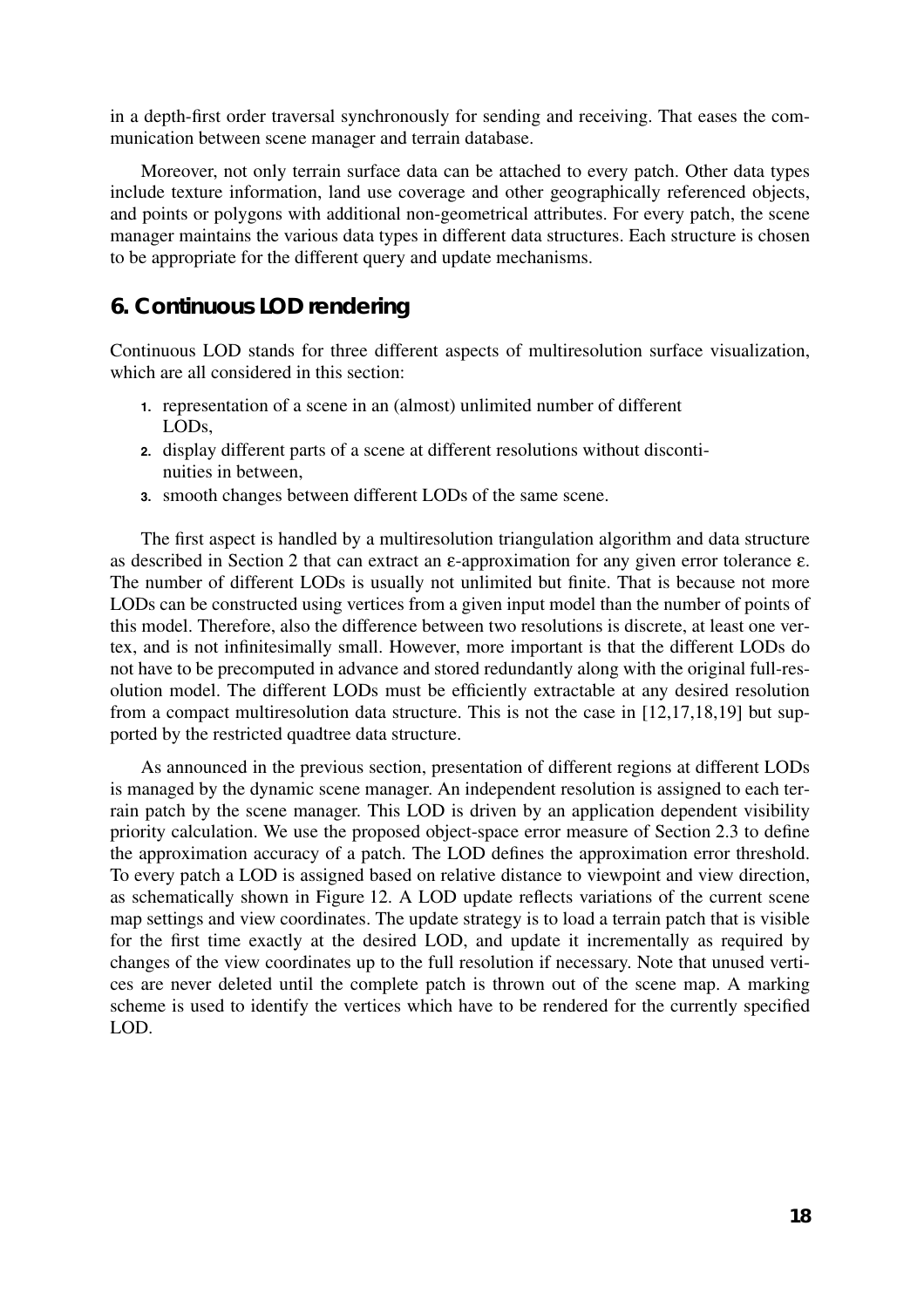in a depth-first order traversal synchronously for sending and receiving. That eases the communication between scene manager and terrain database.

Moreover, not only terrain surface data can be attached to every patch. Other data types include texture information, land use coverage and other geographically referenced objects, and points or polygons with additional non-geometrical attributes. For every patch, the scene manager maintains the various data types in different data structures. Each structure is chosen to be appropriate for the different query and update mechanisms.

## 6. Continuous LOD rendering

Continuous LOD stands for three different aspects of multiresolution surface visualization, which are all considered in this section:

1. representation of a scene in an (almost) unlimited number of different LODs,
2. display different parts of a scene at different resolutions without discontinuities in between,
3. smooth changes between different LODs of the same scene.

The first aspect is handled by a multiresolution triangulation algorithm and data structure as described in Section 2 that can extract an $\varepsilon$-approximation for any given error tolerance $\varepsilon$. The number of different LODs is usually not unlimited but finite. That is because not more LODs can be constructed using vertices from a given input model than the number of points of this model. Therefore, also the difference between two resolutions is discrete, at least one vertex, and is not infinitesimally small. However, more important is that the different LODs do not have to be precomputed in advance and stored redundantly along with the original full-resolution model. The different LODs must be efficiently extractable at any desired resolution from a compact multiresolution data structure. This is not the case in [12,17,18,19] but supported by the restricted quadtree data structure.

As announced in the previous section, presentation of different regions at different LODs is managed by the dynamic scene manager. An independent resolution is assigned to each terrain patch by the scene manager. This LOD is driven by an application dependent visibility priority calculation. We use the proposed object-space error measure of Section 2.3 to define the approximation accuracy of a patch. The LOD defines the approximation error threshold. To every patch a LOD is assigned based on relative distance to viewpoint and view direction, as schematically shown in Figure 12. A LOD update reflects variations of the current scene map settings and view coordinates. The update strategy is to load a terrain patch that is visible for the first time exactly at the desired LOD, and update it incrementally as required by changes of the view coordinates up to the full resolution if necessary. Note that unused vertices are never deleted until the complete patch is thrown out of the scene map. A marking scheme is used to identify the vertices which have to be rendered for the currently specified LOD.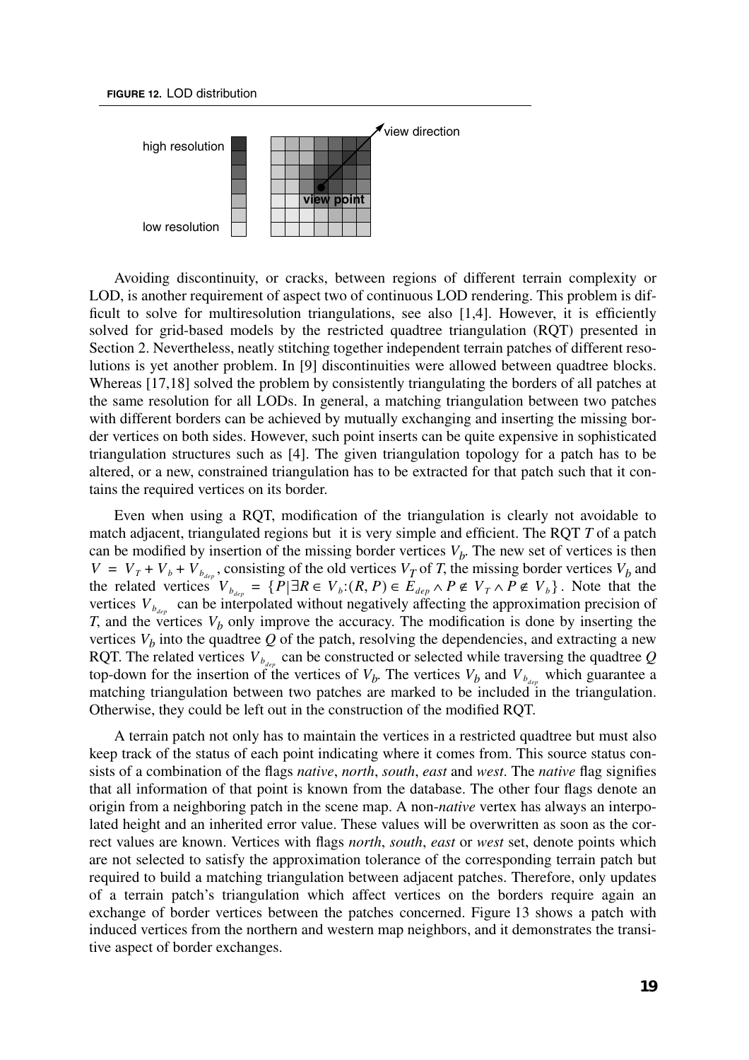**FIGURE 12.** LOD distribution

Avoiding discontinuity, or cracks, between regions of different terrain complexity or LOD, is another requirement of aspect two of continuous LOD rendering. This problem is difficult to solve for multiresolution triangulations, see also [1,4]. However, it is efficiently solved for grid-based models by the restricted quadtree triangulation (RQT) presented in Section 2. Nevertheless, neatly stitching together independent terrain patches of different resolutions is yet another problem. In [9] discontinuities were allowed between quadtree blocks. Whereas [17,18] solved the problem by consistently triangulating the borders of all patches at the same resolution for all LODs. In general, a matching triangulation between two patches with different borders can be achieved by mutually exchanging and inserting the missing border vertices on both sides. However, such point inserts can be quite expensive in sophisticated triangulation structures such as [4]. The given triangulation topology for a patch has to be altered, or a new, constrained triangulation has to be extracted for that patch such that it contains the required vertices on its border.

Even when using a RQT, modification of the triangulation is clearly not avoidable to match adjacent, triangulated regions but it is very simple and efficient. The RQT $T$ of a patch can be modified by insertion of the missing border vertices $V_b$. The new set of vertices is then $V = V_T + V_b + V_{b_{dep}}$, consisting of the old vertices $V_T$ of $T$, the missing border vertices $V_b$ and the related vertices $V_{b_{dep}} = \{P | \exists R \in V_b : (R, P) \in E_{dep} \wedge P \notin V_T \wedge P \notin V_b\}$. Note that the vertices $V_{b_{dep}}$ can be interpolated without negatively affecting the approximation precision of $T$, and the vertices $V_b$ only improve the accuracy. The modification is done by inserting the vertices $V_b$ into the quadtree $Q$ of the patch, resolving the dependencies, and extracting a new RQT. The related vertices $V_{b_{dep}}$ can be constructed or selected while traversing the quadtree $Q$ top-down for the insertion of the vertices of $V_b$. The vertices $V_b$ and $V_{b_{dep}}$ which guarantee a matching triangulation between two patches are marked to be included in the triangulation. Otherwise, they could be left out in the construction of the modified RQT.

A terrain patch not only has to maintain the vertices in a restricted quadtree but must also keep track of the status of each point indicating where it comes from. This source status consists of a combination of the flags *native*, *north*, *south*, *east* and *west*. The *native* flag signifies that all information of that point is known from the database. The other four flags denote an origin from a neighboring patch in the scene map. A non-*native* vertex has always an interpolated height and an inherited error value. These values will be overwritten as soon as the correct values are known. Vertices with flags *north*, *south*, *east* or *west* set, denote points which are not selected to satisfy the approximation tolerance of the corresponding terrain patch but required to build a matching triangulation between adjacent patches. Therefore, only updates of a terrain patch's triangulation which affect vertices on the borders require again an exchange of border vertices between the patches concerned. Figure 13 shows a patch with induced vertices from the northern and western map neighbors, and it demonstrates the transitive aspect of border exchanges.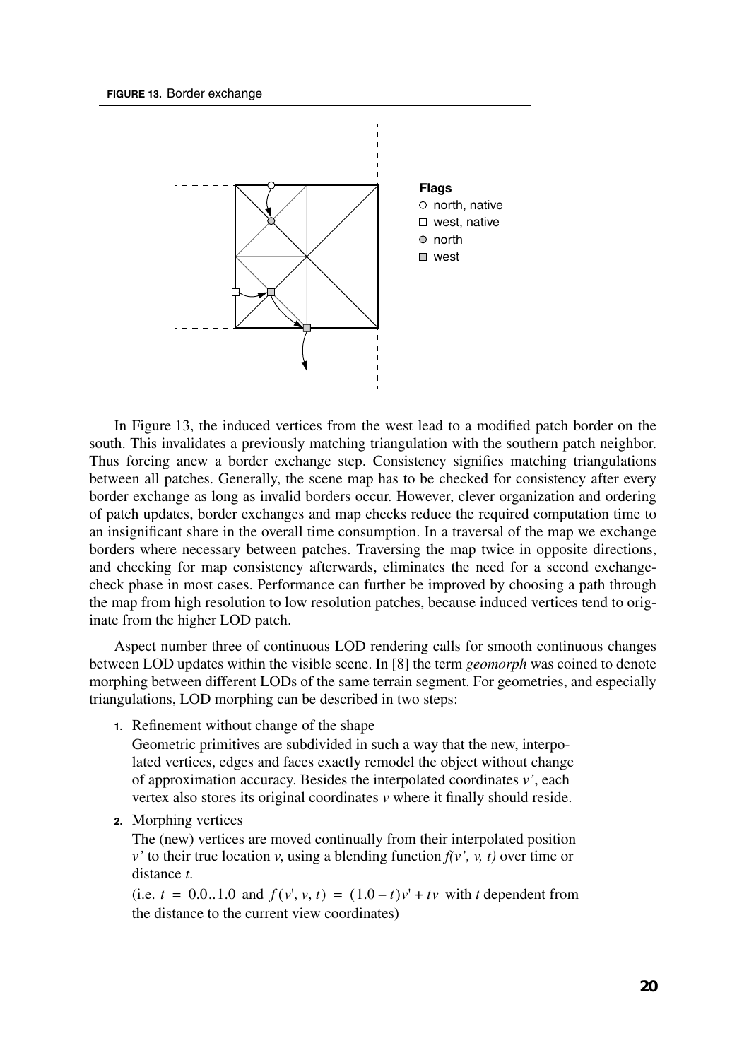**FIGURE 13.** Border exchange

Flags
- ○ north, native
- □ west, native
- ● north
- ■ west

In Figure 13, the induced vertices from the west lead to a modified patch border on the south. This invalidates a previously matching triangulation with the southern patch neighbor. Thus forcing anew a border exchange step. Consistency signifies matching triangulations between all patches. Generally, the scene map has to be checked for consistency after every border exchange as long as invalid borders occur. However, clever organization and ordering of patch updates, border exchanges and map checks reduce the required computation time to an insignificant share in the overall time consumption. In a traversal of the map we exchange borders where necessary between patches. Traversing the map twice in opposite directions, and checking for map consistency afterwards, eliminates the need for a second exchange-check phase in most cases. Performance can further be improved by choosing a path through the map from high resolution to low resolution patches, because induced vertices tend to originate from the higher LOD patch.

Aspect number three of continuous LOD rendering calls for smooth continuous changes between LOD updates within the visible scene. In [8] the term *geomorph* was coined to denote morphing between different LODs of the same terrain segment. For geometries, and especially triangulations, LOD morphing can be described in two steps:

1. Refinement without change of the shape
   Geometric primitives are subdivided in such a way that the new, interpolated vertices, edges and faces exactly remodel the object without change of approximation accuracy. Besides the interpolated coordinates *v'*, each vertex also stores its original coordinates *v* where it finally should reside.
2. Morphing vertices
   The (new) vertices are moved continually from their interpolated position *v'* to their true location *v*, using a blending function *f(v', v, t)* over time or distance *t*.
   (i.e. $t = 0.0..1.0$ and $f(v', v, t) = (1.0 - t)v' + tv$ with *t* dependent from the distance to the current view coordinates)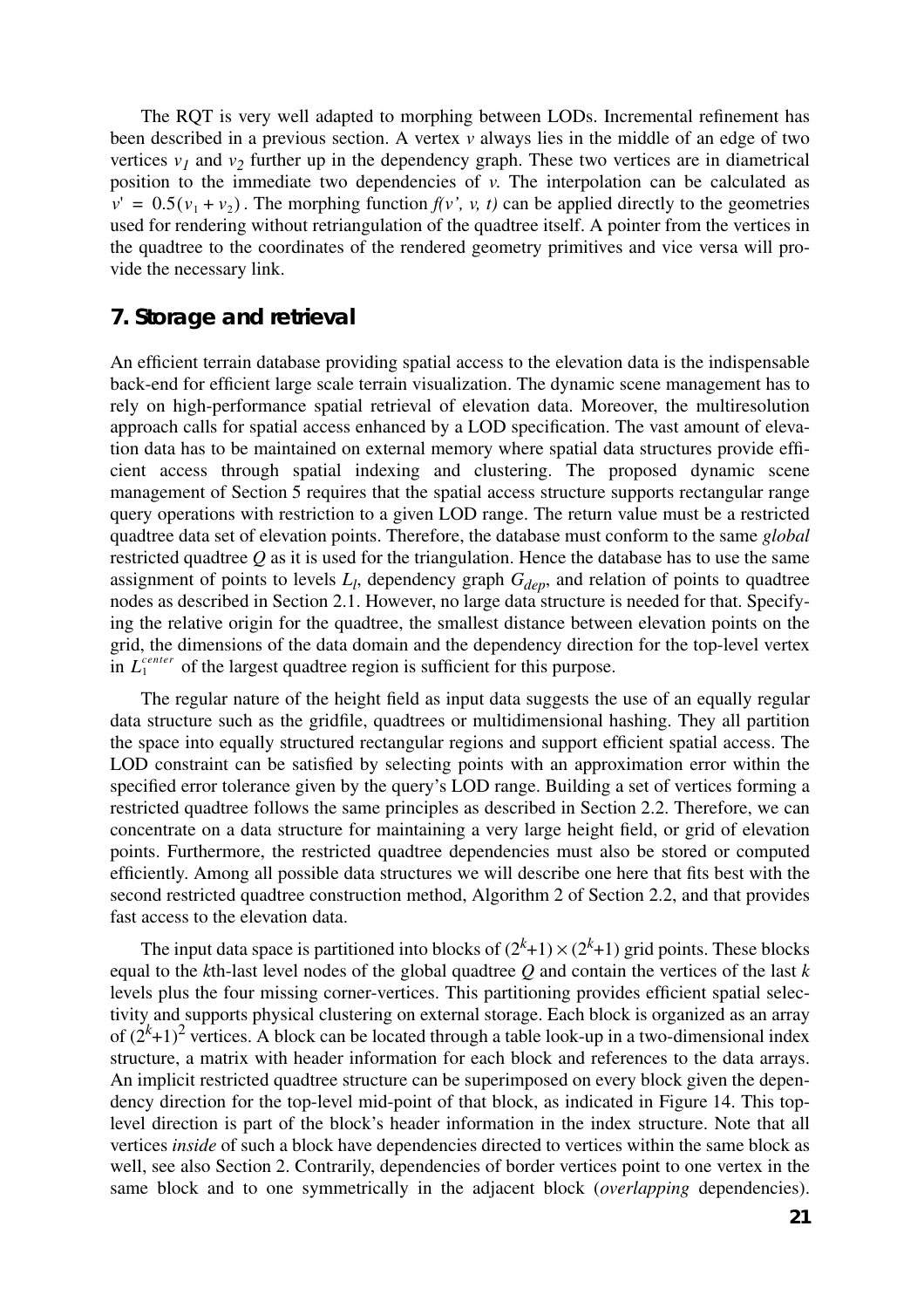The RQT is very well adapted to morphing between LODs. Incremental refinement has been described in a previous section. A vertex $v$ always lies in the middle of an edge of two vertices $v_1$ and $v_2$ further up in the dependency graph. These two vertices are in diametrical position to the immediate two dependencies of $v$. The interpolation can be calculated as $v' = 0.5(v_1 + v_2)$. The morphing function $f(v', v, t)$ can be applied directly to the geometries used for rendering without retriangulation of the quadtree itself. A pointer from the vertices in the quadtree to the coordinates of the rendered geometry primitives and vice versa will provide the necessary link.

## 7. Storage and retrieval

An efficient terrain database providing spatial access to the elevation data is the indispensable back-end for efficient large scale terrain visualization. The dynamic scene management has to rely on high-performance spatial retrieval of elevation data. Moreover, the multiresolution approach calls for spatial access enhanced by a LOD specification. The vast amount of elevation data has to be maintained on external memory where spatial data structures provide efficient access through spatial indexing and clustering. The proposed dynamic scene management of Section 5 requires that the spatial access structure supports rectangular range query operations with restriction to a given LOD range. The return value must be a restricted quadtree data set of elevation points. Therefore, the database must conform to the same *global* restricted quadtree $Q$ as it is used for the triangulation. Hence the database has to use the same assignment of points to levels $L_l$, dependency graph $G_{dep}$, and relation of points to quadtree nodes as described in Section 2.1. However, no large data structure is needed for that. Specifying the relative origin for the quadtree, the smallest distance between elevation points on the grid, the dimensions of the data domain and the dependency direction for the top-level vertex in $L_1^{center}$ of the largest quadtree region is sufficient for this purpose.

The regular nature of the height field as input data suggests the use of an equally regular data structure such as the gridfile, quadtrees or multidimensional hashing. They all partition the space into equally structured rectangular regions and support efficient spatial access. The LOD constraint can be satisfied by selecting points with an approximation error within the specified error tolerance given by the query's LOD range. Building a set of vertices forming a restricted quadtree follows the same principles as described in Section 2.2. Therefore, we can concentrate on a data structure for maintaining a very large height field, or grid of elevation points. Furthermore, the restricted quadtree dependencies must also be stored or computed efficiently. Among all possible data structures we will describe one here that fits best with the second restricted quadtree construction method, Algorithm 2 of Section 2.2, and that provides fast access to the elevation data.

The input data space is partitioned into blocks of $(2^k+1) \times (2^k+1)$ grid points. These blocks equal to the $k$th-last level nodes of the global quadtree $Q$ and contain the vertices of the last $k$ levels plus the four missing corner-vertices. This partitioning provides efficient spatial selectivity and supports physical clustering on external storage. Each block is organized as an array of $(2^k+1)^2$ vertices. A block can be located through a table look-up in a two-dimensional index structure, a matrix with header information for each block and references to the data arrays. An implicit restricted quadtree structure can be superimposed on every block given the dependency direction for the top-level mid-point of that block, as indicated in Figure 14. This top-level direction is part of the block's header information in the index structure. Note that all vertices *inside* of such a block have dependencies directed to vertices within the same block as well, see also Section 2. Contrarily, dependencies of border vertices point to one vertex in the same block and to one symmetrically in the adjacent block (*overlapping* dependencies).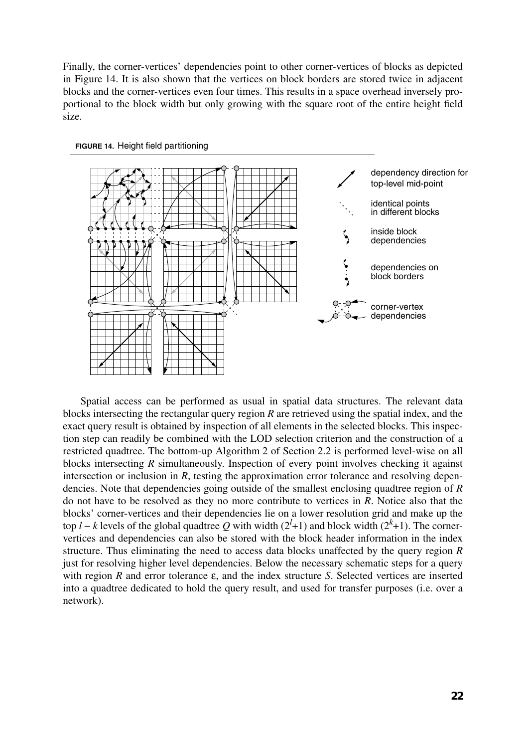Finally, the corner-vertices' dependencies point to other corner-vertices of blocks as depicted in Figure 14. It is also shown that the vertices on block borders are stored twice in adjacent blocks and the corner-vertices even four times. This results in a space overhead inversely proportional to the block width but only growing with the square root of the entire height field size.

**FIGURE 14.** Height field partitioning

Spatial access can be performed as usual in spatial data structures. The relevant data blocks intersecting the rectangular query region *R* are retrieved using the spatial index, and the exact query result is obtained by inspection of all elements in the selected blocks. This inspection step can readily be combined with the LOD selection criterion and the construction of a restricted quadtree. The bottom-up Algorithm 2 of Section 2.2 is performed level-wise on all blocks intersecting *R* simultaneously. Inspection of every point involves checking it against intersection or inclusion in *R*, testing the approximation error tolerance and resolving dependencies. Note that dependencies going outside of the smallest enclosing quadtree region of *R* do not have to be resolved as they no more contribute to vertices in *R*. Notice also that the blocks' corner-vertices and their dependencies lie on a lower resolution grid and make up the top $l - k$ levels of the global quadtree $Q$ with width $(2^l+1)$ and block width $(2^k+1)$. The corner-vertices and dependencies can also be stored with the block header information in the index structure. Thus eliminating the need to access data blocks unaffected by the query region *R* just for resolving higher level dependencies. Below the necessary schematic steps for a query with region *R* and error tolerance $\varepsilon$, and the index structure *S*. Selected vertices are inserted into a quadtree dedicated to hold the query result, and used for transfer purposes (i.e. over a network).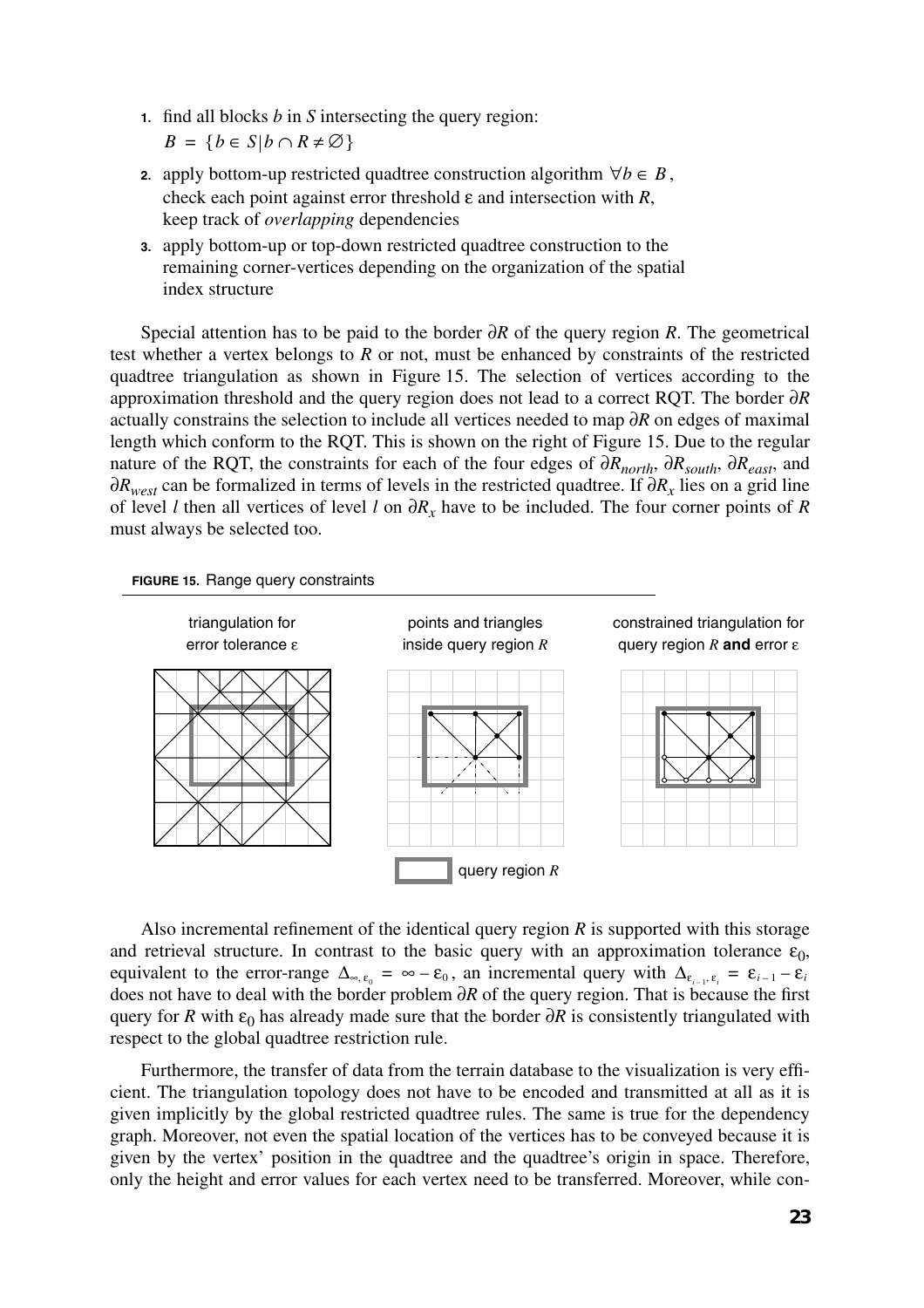1. find all blocks $b$ in $S$ intersecting the query region:
   $B = \{b \in S | b \cap R \neq \emptyset\}$
2. apply bottom-up restricted quadtree construction algorithm $\forall b \in B$, check each point against error threshold $\varepsilon$ and intersection with $R$, keep track of *overlapping* dependencies
3. apply bottom-up or top-down restricted quadtree construction to the remaining corner-vertices depending on the organization of the spatial index structure

Special attention has to be paid to the border $\partial R$ of the query region $R$. The geometrical test whether a vertex belongs to $R$ or not, must be enhanced by constraints of the restricted quadtree triangulation as shown in Figure 15. The selection of vertices according to the approximation threshold and the query region does not lead to a correct RQT. The border $\partial R$ actually constrains the selection to include all vertices needed to map $\partial R$ on edges of maximal length which conform to the RQT. This is shown on the right of Figure 15. Due to the regular nature of the RQT, the constraints for each of the four edges of $\partial R_{north}$, $\partial R_{south}$, $\partial R_{east}$, and $\partial R_{west}$ can be formalized in terms of levels in the restricted quadtree. If $\partial R_x$ lies on a grid line of level $l$ then all vertices of level $l$ on $\partial R_x$ have to be included. The four corner points of $R$ must always be selected too.

**FIGURE 15.** Range query constraints

triangulation for error tolerance $\varepsilon$ — points and triangles inside query region $R$ — constrained triangulation for query region $R$ **and** error $\varepsilon$

query region $R$

Also incremental refinement of the identical query region $R$ is supported with this storage and retrieval structure. In contrast to the basic query with an approximation tolerance $\varepsilon_0$, equivalent to the error-range $\Delta_{\infty, \varepsilon_0} = \infty - \varepsilon_0$, an incremental query with $\Delta_{\varepsilon_{i-1}, \varepsilon_i} = \varepsilon_{i-1} - \varepsilon_i$ does not have to deal with the border problem $\partial R$ of the query region. That is because the first query for $R$ with $\varepsilon_0$ has already made sure that the border $\partial R$ is consistently triangulated with respect to the global quadtree restriction rule.

Furthermore, the transfer of data from the terrain database to the visualization is very efficient. The triangulation topology does not have to be encoded and transmitted at all as it is given implicitly by the global restricted quadtree rules. The same is true for the dependency graph. Moreover, not even the spatial location of the vertices has to be conveyed because it is given by the vertex' position in the quadtree and the quadtree's origin in space. Therefore, only the height and error values for each vertex need to be transferred. Moreover, while con-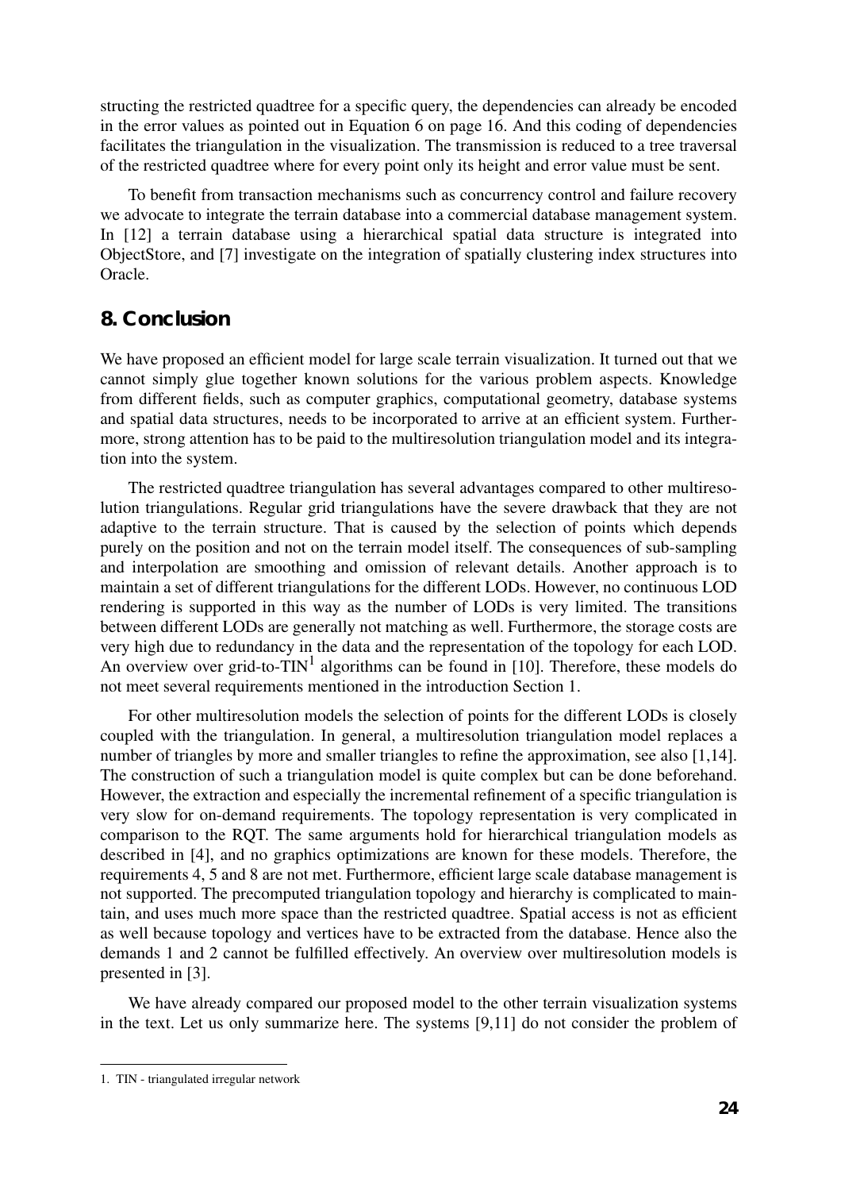structing the restricted quadtree for a specific query, the dependencies can already be encoded in the error values as pointed out in Equation 6 on page 16. And this coding of dependencies facilitates the triangulation in the visualization. The transmission is reduced to a tree traversal of the restricted quadtree where for every point only its height and error value must be sent.

To benefit from transaction mechanisms such as concurrency control and failure recovery we advocate to integrate the terrain database into a commercial database management system. In [12] a terrain database using a hierarchical spatial data structure is integrated into ObjectStore, and [7] investigate on the integration of spatially clustering index structures into Oracle.

## 8. Conclusion

We have proposed an efficient model for large scale terrain visualization. It turned out that we cannot simply glue together known solutions for the various problem aspects. Knowledge from different fields, such as computer graphics, computational geometry, database systems and spatial data structures, needs to be incorporated to arrive at an efficient system. Furthermore, strong attention has to be paid to the multiresolution triangulation model and its integration into the system.

The restricted quadtree triangulation has several advantages compared to other multiresolution triangulations. Regular grid triangulations have the severe drawback that they are not adaptive to the terrain structure. That is caused by the selection of points which depends purely on the position and not on the terrain model itself. The consequences of sub-sampling and interpolation are smoothing and omission of relevant details. Another approach is to maintain a set of different triangulations for the different LODs. However, no continuous LOD rendering is supported in this way as the number of LODs is very limited. The transitions between different LODs are generally not matching as well. Furthermore, the storage costs are very high due to redundancy in the data and the representation of the topology for each LOD. An overview over grid-to-TIN[1] algorithms can be found in [10]. Therefore, these models do not meet several requirements mentioned in the introduction Section 1.

For other multiresolution models the selection of points for the different LODs is closely coupled with the triangulation. In general, a multiresolution triangulation model replaces a number of triangles by more and smaller triangles to refine the approximation, see also [1,14]. The construction of such a triangulation model is quite complex but can be done beforehand. However, the extraction and especially the incremental refinement of a specific triangulation is very slow for on-demand requirements. The topology representation is very complicated in comparison to the RQT. The same arguments hold for hierarchical triangulation models as described in [4], and no graphics optimizations are known for these models. Therefore, the requirements 4, 5 and 8 are not met. Furthermore, efficient large scale database management is not supported. The precomputed triangulation topology and hierarchy is complicated to maintain, and uses much more space than the restricted quadtree. Spatial access is not as efficient as well because topology and vertices have to be extracted from the database. Hence also the demands 1 and 2 cannot be fulfilled effectively. An overview over multiresolution models is presented in [3].

We have already compared our proposed model to the other terrain visualization systems in the text. Let us only summarize here. The systems [9,11] do not consider the problem of

1. TIN - triangulated irregular network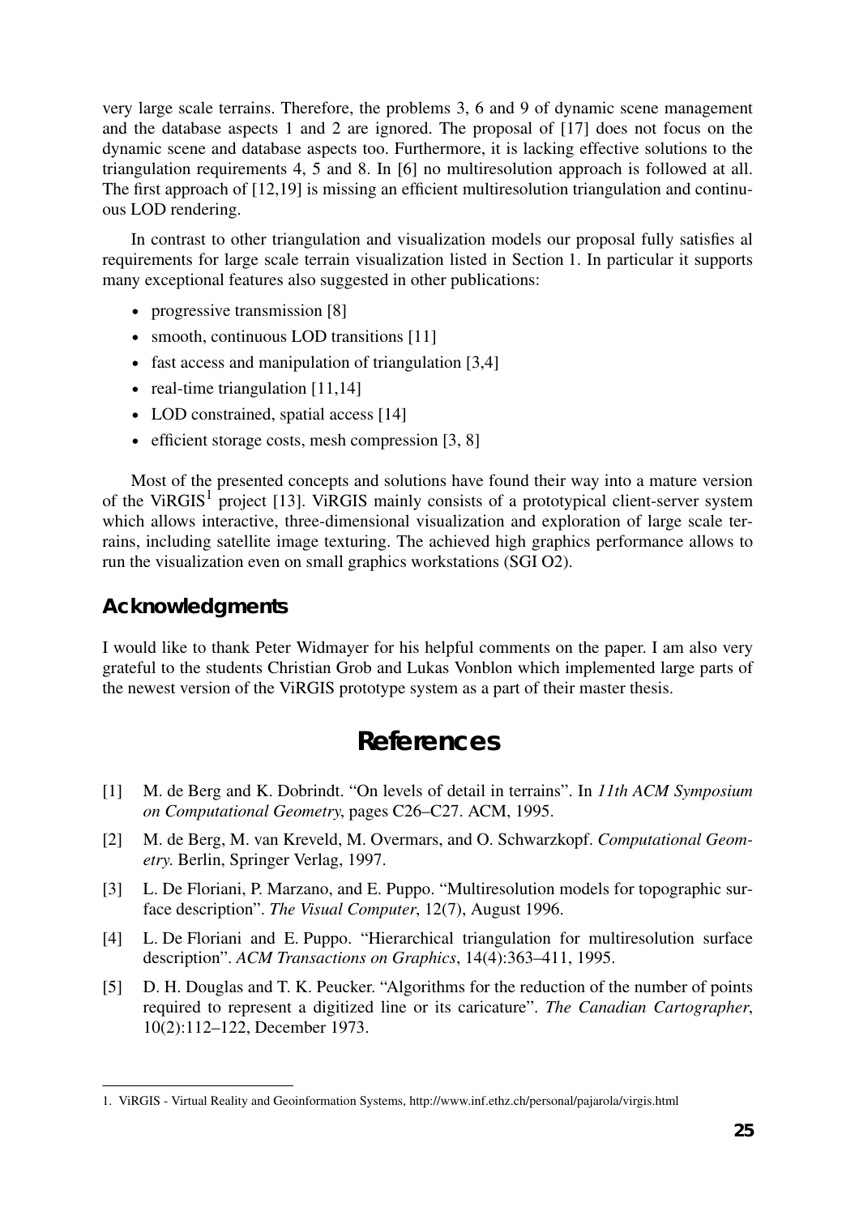very large scale terrains. Therefore, the problems 3, 6 and 9 of dynamic scene management and the database aspects 1 and 2 are ignored. The proposal of [17] does not focus on the dynamic scene and database aspects too. Furthermore, it is lacking effective solutions to the triangulation requirements 4, 5 and 8. In [6] no multiresolution approach is followed at all. The first approach of [12,19] is missing an efficient multiresolution triangulation and continuous LOD rendering.

In contrast to other triangulation and visualization models our proposal fully satisfies al requirements for large scale terrain visualization listed in Section 1. In particular it supports many exceptional features also suggested in other publications:

- progressive transmission [8]
- smooth, continuous LOD transitions [11]
- fast access and manipulation of triangulation [3,4]
- real-time triangulation [11,14]
- LOD constrained, spatial access [14]
- efficient storage costs, mesh compression [3, 8]

Most of the presented concepts and solutions have found their way into a mature version of the ViRGIS[1] project [13]. ViRGIS mainly consists of a prototypical client-server system which allows interactive, three-dimensional visualization and exploration of large scale terrains, including satellite image texturing. The achieved high graphics performance allows to run the visualization even on small graphics workstations (SGI O2).

## Acknowledgments

I would like to thank Peter Widmayer for his helpful comments on the paper. I am also very grateful to the students Christian Grob and Lukas Vonblon which implemented large parts of the newest version of the ViRGIS prototype system as a part of their master thesis.

# References

[1] M. de Berg and K. Dobrindt. “On levels of detail in terrains”. In *11th ACM Symposium on Computational Geometry*, pages C26–C27. ACM, 1995.

[2] M. de Berg, M. van Kreveld, M. Overmars, and O. Schwarzkopf. *Computational Geometry.* Berlin, Springer Verlag, 1997.

[3] L. De Floriani, P. Marzano, and E. Puppo. “Multiresolution models for topographic surface description”. *The Visual Computer*, 12(7), August 1996.

[4] L. De Floriani and E. Puppo. “Hierarchical triangulation for multiresolution surface description”. *ACM Transactions on Graphics*, 14(4):363–411, 1995.

[5] D. H. Douglas and T. K. Peucker. “Algorithms for the reduction of the number of points required to represent a digitized line or its caricature”. *The Canadian Cartographer*, 10(2):112–122, December 1973.

1. ViRGIS - Virtual Reality and Geoinformation Systems, http://www.inf.ethz.ch/personal/pajarola/virgis.html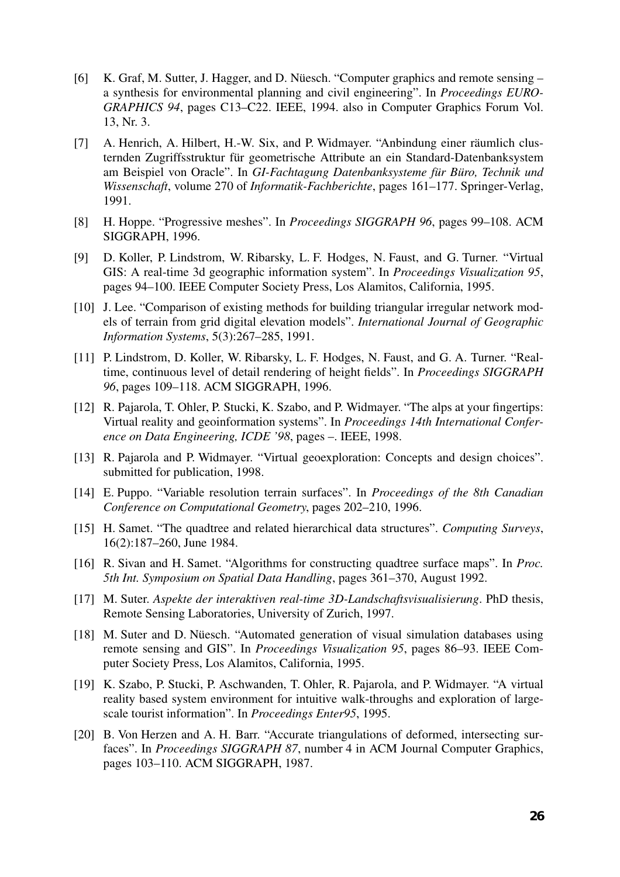[6] K. Graf, M. Sutter, J. Hagger, and D. Nüesch. "Computer graphics and remote sensing – a synthesis for environmental planning and civil engineering". In *Proceedings EUROGRAPHICS 94*, pages C13–C22. IEEE, 1994. also in Computer Graphics Forum Vol. 13, Nr. 3.

[7] A. Henrich, A. Hilbert, H.-W. Six, and P. Widmayer. "Anbindung einer räumlich clusternden Zugriffsstruktur für geometrische Attribute an ein Standard-Datenbanksystem am Beispiel von Oracle". In *GI-Fachtagung Datenbanksysteme für Büro, Technik und Wissenschaft*, volume 270 of *Informatik-Fachberichte*, pages 161–177. Springer-Verlag, 1991.

[8] H. Hoppe. "Progressive meshes". In *Proceedings SIGGRAPH 96*, pages 99–108. ACM SIGGRAPH, 1996.

[9] D. Koller, P. Lindstrom, W. Ribarsky, L. F. Hodges, N. Faust, and G. Turner. "Virtual GIS: A real-time 3d geographic information system". In *Proceedings Visualization 95*, pages 94–100. IEEE Computer Society Press, Los Alamitos, California, 1995.

[10] J. Lee. "Comparison of existing methods for building triangular irregular network models of terrain from grid digital elevation models". *International Journal of Geographic Information Systems*, 5(3):267–285, 1991.

[11] P. Lindstrom, D. Koller, W. Ribarsky, L. F. Hodges, N. Faust, and G. A. Turner. "Real-time, continuous level of detail rendering of height fields". In *Proceedings SIGGRAPH 96*, pages 109–118. ACM SIGGRAPH, 1996.

[12] R. Pajarola, T. Ohler, P. Stucki, K. Szabo, and P. Widmayer. "The alps at your fingertips: Virtual reality and geoinformation systems". In *Proceedings 14th International Conference on Data Engineering, ICDE '98*, pages –. IEEE, 1998.

[13] R. Pajarola and P. Widmayer. "Virtual geoexploration: Concepts and design choices". submitted for publication, 1998.

[14] E. Puppo. "Variable resolution terrain surfaces". In *Proceedings of the 8th Canadian Conference on Computational Geometry*, pages 202–210, 1996.

[15] H. Samet. "The quadtree and related hierarchical data structures". *Computing Surveys*, 16(2):187–260, June 1984.

[16] R. Sivan and H. Samet. "Algorithms for constructing quadtree surface maps". In *Proc. 5th Int. Symposium on Spatial Data Handling*, pages 361–370, August 1992.

[17] M. Suter. *Aspekte der interaktiven real-time 3D-Landschaftsvisualisierung*. PhD thesis, Remote Sensing Laboratories, University of Zurich, 1997.

[18] M. Suter and D. Nüesch. "Automated generation of visual simulation databases using remote sensing and GIS". In *Proceedings Visualization 95*, pages 86–93. IEEE Computer Society Press, Los Alamitos, California, 1995.

[19] K. Szabo, P. Stucki, P. Aschwanden, T. Ohler, R. Pajarola, and P. Widmayer. "A virtual reality based system environment for intuitive walk-throughs and exploration of large-scale tourist information". In *Proceedings Enter95*, 1995.

[20] B. Von Herzen and A. H. Barr. "Accurate triangulations of deformed, intersecting surfaces". In *Proceedings SIGGRAPH 87*, number 4 in ACM Journal Computer Graphics, pages 103–110. ACM SIGGRAPH, 1987.